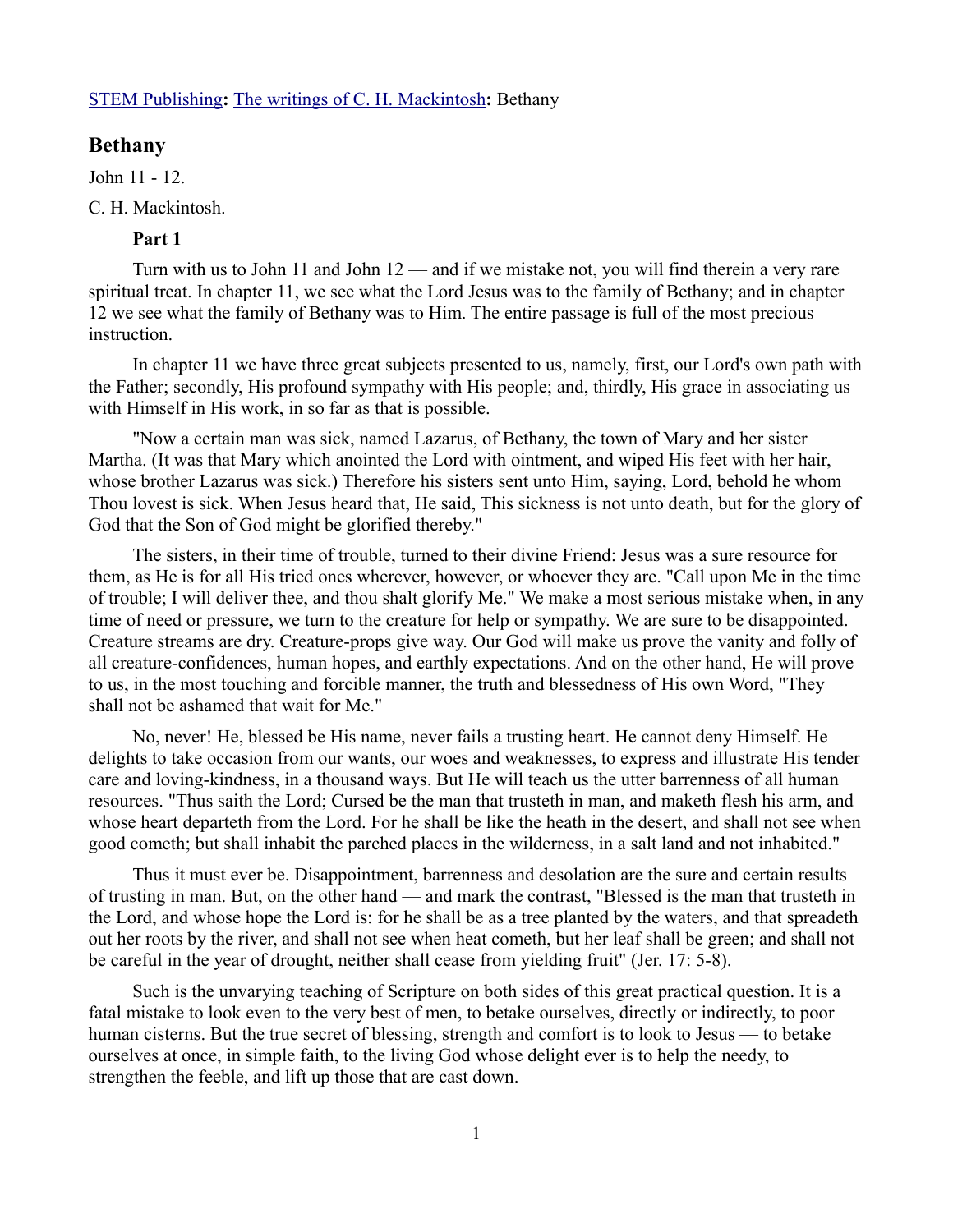STEM Publishing**:** The writings of C. H. Mackintosh**:** Bethany

## Bethany

John 11 - 12.

C. H. Mackintosh.

### Part 1

Turn with us to John 11 and John 12 — and if we mistake not, you will find therein a very rare spiritual treat. In chapter 11, we see what the Lord Jesus was to the family of Bethany; and in chapter 12 we see what the family of Bethany was to Him. The entire passage is full of the most precious instruction.

In chapter 11 we have three great subjects presented to us, namely, first, our Lord's own path with the Father; secondly, His profound sympathy with His people; and, thirdly, His grace in associating us with Himself in His work, in so far as that is possible.

"Now a certain man was sick, named Lazarus, of Bethany, the town of Mary and her sister Martha. (It was that Mary which anointed the Lord with ointment, and wiped His feet with her hair, whose brother Lazarus was sick.) Therefore his sisters sent unto Him, saying, Lord, behold he whom Thou lovest is sick. When Jesus heard that, He said, This sickness is not unto death, but for the glory of God that the Son of God might be glorified thereby."

The sisters, in their time of trouble, turned to their divine Friend: Jesus was a sure resource for them, as He is for all His tried ones wherever, however, or whoever they are. "Call upon Me in the time of trouble; I will deliver thee, and thou shalt glorify Me." We make a most serious mistake when, in any time of need or pressure, we turn to the creature for help or sympathy. We are sure to be disappointed. Creature streams are dry. Creature-props give way. Our God will make us prove the vanity and folly of all creature-confidences, human hopes, and earthly expectations. And on the other hand, He will prove to us, in the most touching and forcible manner, the truth and blessedness of His own Word, "They shall not be ashamed that wait for Me."

No, never! He, blessed be His name, never fails a trusting heart. He cannot deny Himself. He delights to take occasion from our wants, our woes and weaknesses, to express and illustrate His tender care and loving-kindness, in a thousand ways. But He will teach us the utter barrenness of all human resources. "Thus saith the Lord; Cursed be the man that trusteth in man, and maketh flesh his arm, and whose heart departeth from the Lord. For he shall be like the heath in the desert, and shall not see when good cometh; but shall inhabit the parched places in the wilderness, in a salt land and not inhabited."

Thus it must ever be. Disappointment, barrenness and desolation are the sure and certain results of trusting in man. But, on the other hand — and mark the contrast, "Blessed is the man that trusteth in the Lord, and whose hope the Lord is: for he shall be as a tree planted by the waters, and that spreadeth out her roots by the river, and shall not see when heat cometh, but her leaf shall be green; and shall not be careful in the year of drought, neither shall cease from yielding fruit" (Jer. 17: 5-8).

Such is the unvarying teaching of Scripture on both sides of this great practical question. It is a fatal mistake to look even to the very best of men, to betake ourselves, directly or indirectly, to poor human cisterns. But the true secret of blessing, strength and comfort is to look to Jesus — to betake ourselves at once, in simple faith, to the living God whose delight ever is to help the needy, to strengthen the feeble, and lift up those that are cast down.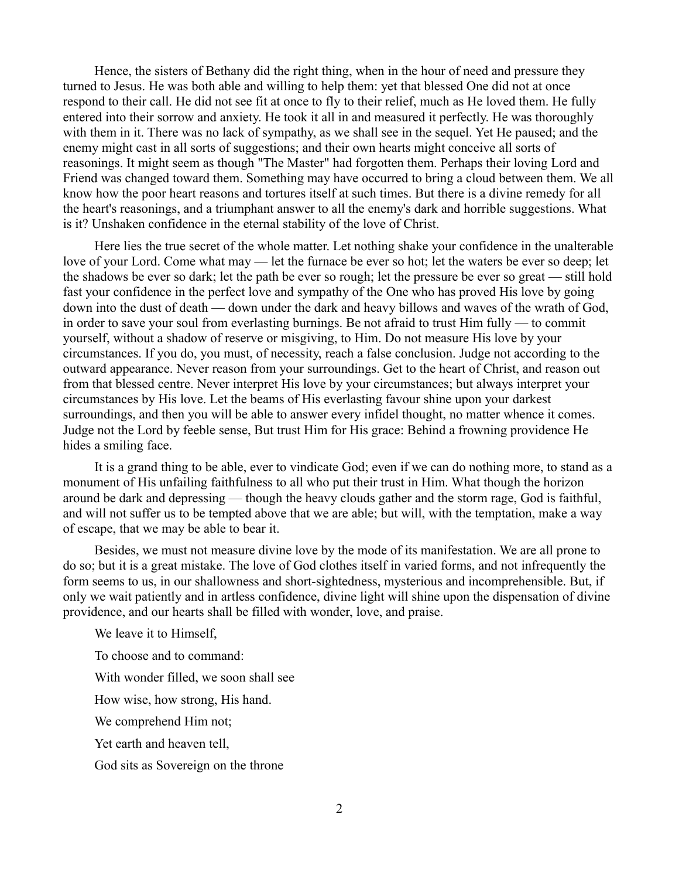Hence, the sisters of Bethany did the right thing, when in the hour of need and pressure they turned to Jesus. He was both able and willing to help them: yet that blessed One did not at once respond to their call. He did not see fit at once to fly to their relief, much as He loved them. He fully entered into their sorrow and anxiety. He took it all in and measured it perfectly. He was thoroughly with them in it. There was no lack of sympathy, as we shall see in the sequel. Yet He paused; and the enemy might cast in all sorts of suggestions; and their own hearts might conceive all sorts of reasonings. It might seem as though "The Master" had forgotten them. Perhaps their loving Lord and Friend was changed toward them. Something may have occurred to bring a cloud between them. We all know how the poor heart reasons and tortures itself at such times. But there is a divine remedy for all the heart's reasonings, and a triumphant answer to all the enemy's dark and horrible suggestions. What is it? Unshaken confidence in the eternal stability of the love of Christ.

Here lies the true secret of the whole matter. Let nothing shake your confidence in the unalterable love of your Lord. Come what may — let the furnace be ever so hot; let the waters be ever so deep; let the shadows be ever so dark; let the path be ever so rough; let the pressure be ever so great — still hold fast your confidence in the perfect love and sympathy of the One who has proved His love by going down into the dust of death — down under the dark and heavy billows and waves of the wrath of God, in order to save your soul from everlasting burnings. Be not afraid to trust Him fully — to commit yourself, without a shadow of reserve or misgiving, to Him. Do not measure His love by your circumstances. If you do, you must, of necessity, reach a false conclusion. Judge not according to the outward appearance. Never reason from your surroundings. Get to the heart of Christ, and reason out from that blessed centre. Never interpret His love by your circumstances; but always interpret your circumstances by His love. Let the beams of His everlasting favour shine upon your darkest surroundings, and then you will be able to answer every infidel thought, no matter whence it comes. Judge not the Lord by feeble sense, But trust Him for His grace: Behind a frowning providence He hides a smiling face.

It is a grand thing to be able, ever to vindicate God; even if we can do nothing more, to stand as a monument of His unfailing faithfulness to all who put their trust in Him. What though the horizon around be dark and depressing — though the heavy clouds gather and the storm rage, God is faithful, and will not suffer us to be tempted above that we are able; but will, with the temptation, make a way of escape, that we may be able to bear it.

Besides, we must not measure divine love by the mode of its manifestation. We are all prone to do so; but it is a great mistake. The love of God clothes itself in varied forms, and not infrequently the form seems to us, in our shallowness and short-sightedness, mysterious and incomprehensible. But, if only we wait patiently and in artless confidence, divine light will shine upon the dispensation of divine providence, and our hearts shall be filled with wonder, love, and praise.

We leave it to Himself,

To choose and to command:

With wonder filled, we soon shall see

How wise, how strong, His hand.

We comprehend Him not;

Yet earth and heaven tell,

God sits as Sovereign on the throne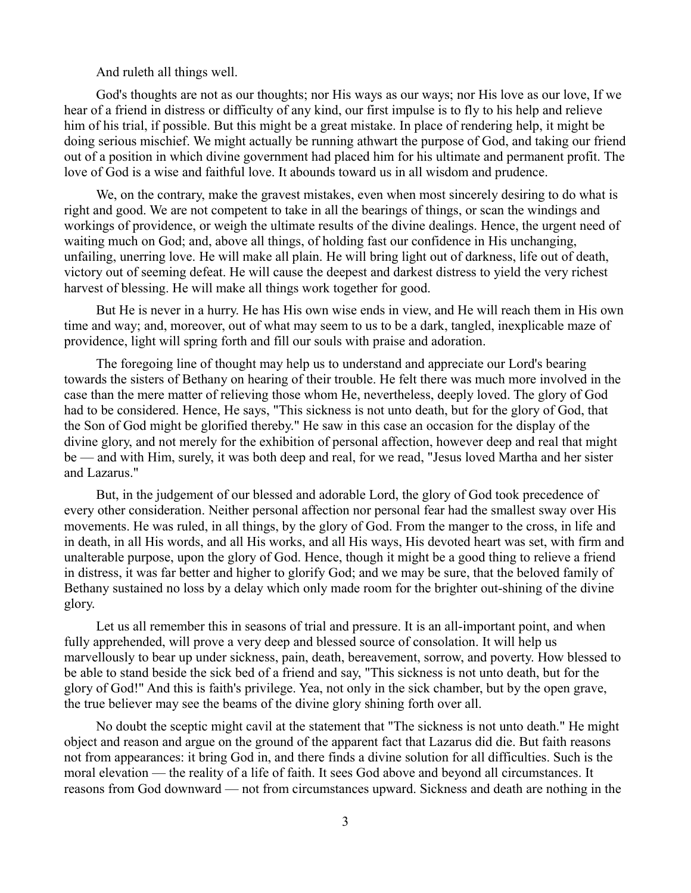And ruleth all things well.

God's thoughts are not as our thoughts; nor His ways as our ways; nor His love as our love, If we hear of a friend in distress or difficulty of any kind, our first impulse is to fly to his help and relieve him of his trial, if possible. But this might be a great mistake. In place of rendering help, it might be doing serious mischief. We might actually be running athwart the purpose of God, and taking our friend out of a position in which divine government had placed him for his ultimate and permanent profit. The love of God is a wise and faithful love. It abounds toward us in all wisdom and prudence.

We, on the contrary, make the gravest mistakes, even when most sincerely desiring to do what is right and good. We are not competent to take in all the bearings of things, or scan the windings and workings of providence, or weigh the ultimate results of the divine dealings. Hence, the urgent need of waiting much on God; and, above all things, of holding fast our confidence in His unchanging, unfailing, unerring love. He will make all plain. He will bring light out of darkness, life out of death, victory out of seeming defeat. He will cause the deepest and darkest distress to yield the very richest harvest of blessing. He will make all things work together for good.

But He is never in a hurry. He has His own wise ends in view, and He will reach them in His own time and way; and, moreover, out of what may seem to us to be a dark, tangled, inexplicable maze of providence, light will spring forth and fill our souls with praise and adoration.

The foregoing line of thought may help us to understand and appreciate our Lord's bearing towards the sisters of Bethany on hearing of their trouble. He felt there was much more involved in the case than the mere matter of relieving those whom He, nevertheless, deeply loved. The glory of God had to be considered. Hence, He says, "This sickness is not unto death, but for the glory of God, that the Son of God might be glorified thereby." He saw in this case an occasion for the display of the divine glory, and not merely for the exhibition of personal affection, however deep and real that might be — and with Him, surely, it was both deep and real, for we read, "Jesus loved Martha and her sister and Lazarus."

But, in the judgement of our blessed and adorable Lord, the glory of God took precedence of every other consideration. Neither personal affection nor personal fear had the smallest sway over His movements. He was ruled, in all things, by the glory of God. From the manger to the cross, in life and in death, in all His words, and all His works, and all His ways, His devoted heart was set, with firm and unalterable purpose, upon the glory of God. Hence, though it might be a good thing to relieve a friend in distress, it was far better and higher to glorify God; and we may be sure, that the beloved family of Bethany sustained no loss by a delay which only made room for the brighter out-shining of the divine glory.

Let us all remember this in seasons of trial and pressure. It is an all-important point, and when fully apprehended, will prove a very deep and blessed source of consolation. It will help us marvellously to bear up under sickness, pain, death, bereavement, sorrow, and poverty. How blessed to be able to stand beside the sick bed of a friend and say, "This sickness is not unto death, but for the glory of God!" And this is faith's privilege. Yea, not only in the sick chamber, but by the open grave, the true believer may see the beams of the divine glory shining forth over all.

No doubt the sceptic might cavil at the statement that "The sickness is not unto death." He might object and reason and argue on the ground of the apparent fact that Lazarus did die. But faith reasons not from appearances: it bring God in, and there finds a divine solution for all difficulties. Such is the moral elevation — the reality of a life of faith. It sees God above and beyond all circumstances. It reasons from God downward — not from circumstances upward. Sickness and death are nothing in the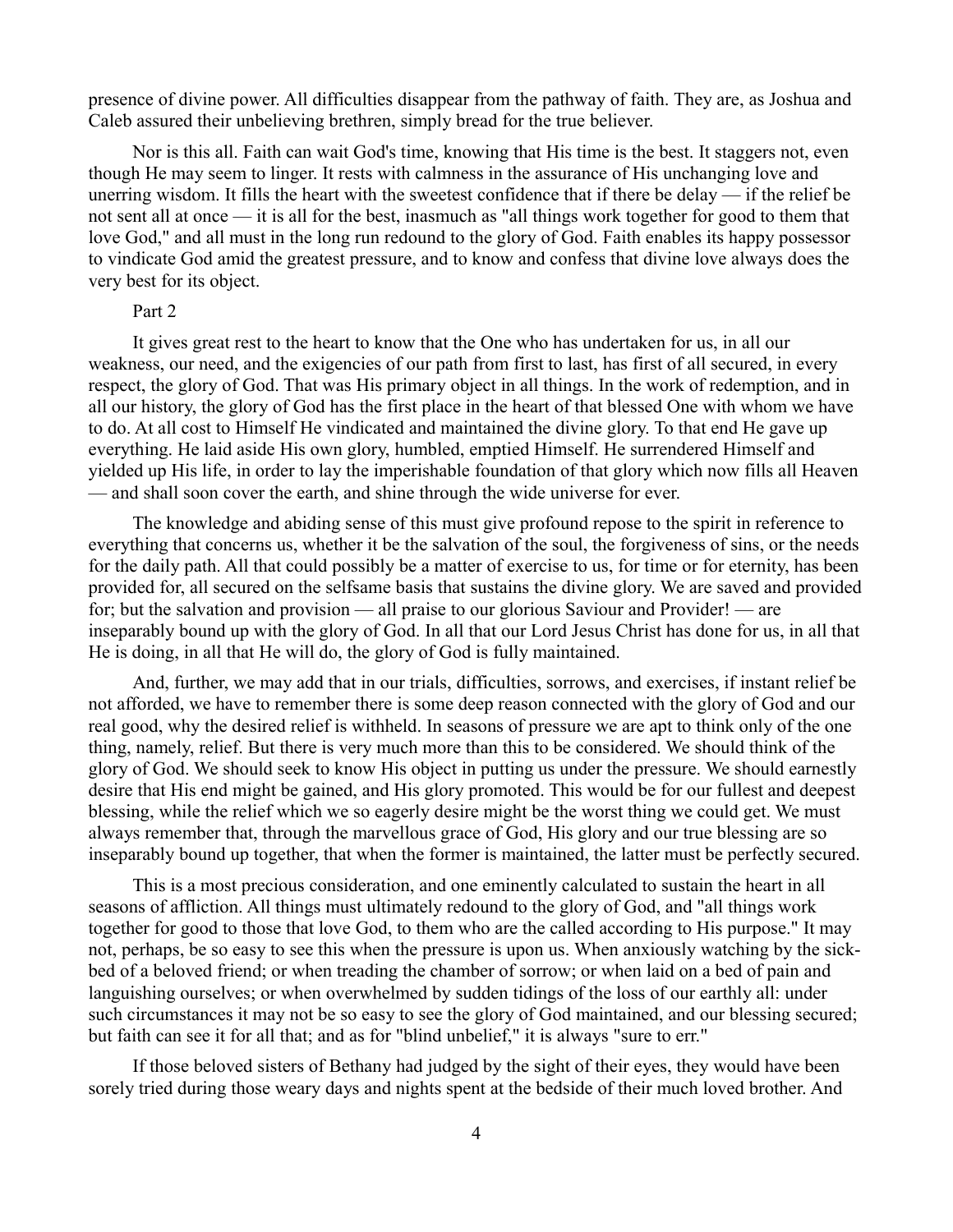presence of divine power. All difficulties disappear from the pathway of faith. They are, as Joshua and Caleb assured their unbelieving brethren, simply bread for the true believer.

Nor is this all. Faith can wait God's time, knowing that His time is the best. It staggers not, even though He may seem to linger. It rests with calmness in the assurance of His unchanging love and unerring wisdom. It fills the heart with the sweetest confidence that if there be delay — if the relief be not sent all at once — it is all for the best, inasmuch as "all things work together for good to them that love God," and all must in the long run redound to the glory of God. Faith enables its happy possessor to vindicate God amid the greatest pressure, and to know and confess that divine love always does the very best for its object.

## Part 2

It gives great rest to the heart to know that the One who has undertaken for us, in all our weakness, our need, and the exigencies of our path from first to last, has first of all secured, in every respect, the glory of God. That was His primary object in all things. In the work of redemption, and in all our history, the glory of God has the first place in the heart of that blessed One with whom we have to do. At all cost to Himself He vindicated and maintained the divine glory. To that end He gave up everything. He laid aside His own glory, humbled, emptied Himself. He surrendered Himself and yielded up His life, in order to lay the imperishable foundation of that glory which now fills all Heaven — and shall soon cover the earth, and shine through the wide universe for ever.

The knowledge and abiding sense of this must give profound repose to the spirit in reference to everything that concerns us, whether it be the salvation of the soul, the forgiveness of sins, or the needs for the daily path. All that could possibly be a matter of exercise to us, for time or for eternity, has been provided for, all secured on the selfsame basis that sustains the divine glory. We are saved and provided for; but the salvation and provision — all praise to our glorious Saviour and Provider! — are inseparably bound up with the glory of God. In all that our Lord Jesus Christ has done for us, in all that He is doing, in all that He will do, the glory of God is fully maintained.

And, further, we may add that in our trials, difficulties, sorrows, and exercises, if instant relief be not afforded, we have to remember there is some deep reason connected with the glory of God and our real good, why the desired relief is withheld. In seasons of pressure we are apt to think only of the one thing, namely, relief. But there is very much more than this to be considered. We should think of the glory of God. We should seek to know His object in putting us under the pressure. We should earnestly desire that His end might be gained, and His glory promoted. This would be for our fullest and deepest blessing, while the relief which we so eagerly desire might be the worst thing we could get. We must always remember that, through the marvellous grace of God, His glory and our true blessing are so inseparably bound up together, that when the former is maintained, the latter must be perfectly secured.

This is a most precious consideration, and one eminently calculated to sustain the heart in all seasons of affliction. All things must ultimately redound to the glory of God, and "all things work together for good to those that love God, to them who are the called according to His purpose." It may not, perhaps, be so easy to see this when the pressure is upon us. When anxiously watching by the sick-bed of a beloved friend; or when treading the chamber of sorrow; or when laid on a bed of pain and languishing ourselves; or when overwhelmed by sudden tidings of the loss of our earthly all: under such circumstances it may not be so easy to see the glory of God maintained, and our blessing secured; but faith can see it for all that; and as for "blind unbelief," it is always "sure to err."

If those beloved sisters of Bethany had judged by the sight of their eyes, they would have been sorely tried during those weary days and nights spent at the bedside of their much loved brother. And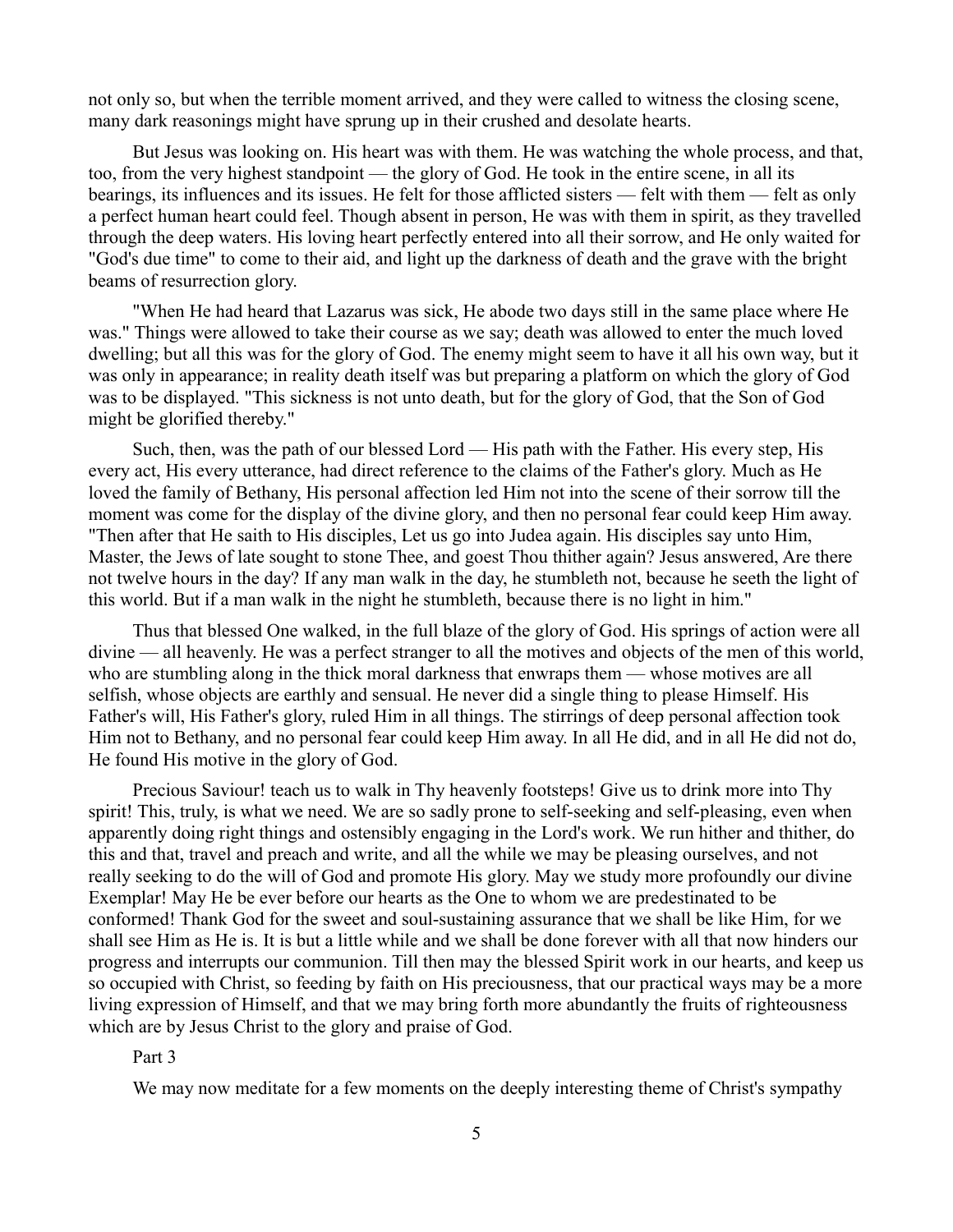not only so, but when the terrible moment arrived, and they were called to witness the closing scene, many dark reasonings might have sprung up in their crushed and desolate hearts.

But Jesus was looking on. His heart was with them. He was watching the whole process, and that, too, from the very highest standpoint — the glory of God. He took in the entire scene, in all its bearings, its influences and its issues. He felt for those afflicted sisters — felt with them — felt as only a perfect human heart could feel. Though absent in person, He was with them in spirit, as they travelled through the deep waters. His loving heart perfectly entered into all their sorrow, and He only waited for "God's due time" to come to their aid, and light up the darkness of death and the grave with the bright beams of resurrection glory.

"When He had heard that Lazarus was sick, He abode two days still in the same place where He was." Things were allowed to take their course as we say; death was allowed to enter the much loved dwelling; but all this was for the glory of God. The enemy might seem to have it all his own way, but it was only in appearance; in reality death itself was but preparing a platform on which the glory of God was to be displayed. "This sickness is not unto death, but for the glory of God, that the Son of God might be glorified thereby."

Such, then, was the path of our blessed Lord — His path with the Father. His every step, His every act, His every utterance, had direct reference to the claims of the Father's glory. Much as He loved the family of Bethany, His personal affection led Him not into the scene of their sorrow till the moment was come for the display of the divine glory, and then no personal fear could keep Him away. "Then after that He saith to His disciples, Let us go into Judea again. His disciples say unto Him, Master, the Jews of late sought to stone Thee, and goest Thou thither again? Jesus answered, Are there not twelve hours in the day? If any man walk in the day, he stumbleth not, because he seeth the light of this world. But if a man walk in the night he stumbleth, because there is no light in him."

Thus that blessed One walked, in the full blaze of the glory of God. His springs of action were all divine — all heavenly. He was a perfect stranger to all the motives and objects of the men of this world, who are stumbling along in the thick moral darkness that enwraps them — whose motives are all selfish, whose objects are earthly and sensual. He never did a single thing to please Himself. His Father's will, His Father's glory, ruled Him in all things. The stirrings of deep personal affection took Him not to Bethany, and no personal fear could keep Him away. In all He did, and in all He did not do, He found His motive in the glory of God.

Precious Saviour! teach us to walk in Thy heavenly footsteps! Give us to drink more into Thy spirit! This, truly, is what we need. We are so sadly prone to self-seeking and self-pleasing, even when apparently doing right things and ostensibly engaging in the Lord's work. We run hither and thither, do this and that, travel and preach and write, and all the while we may be pleasing ourselves, and not really seeking to do the will of God and promote His glory. May we study more profoundly our divine Exemplar! May He be ever before our hearts as the One to whom we are predestinated to be conformed! Thank God for the sweet and soul-sustaining assurance that we shall be like Him, for we shall see Him as He is. It is but a little while and we shall be done forever with all that now hinders our progress and interrupts our communion. Till then may the blessed Spirit work in our hearts, and keep us so occupied with Christ, so feeding by faith on His preciousness, that our practical ways may be a more living expression of Himself, and that we may bring forth more abundantly the fruits of righteousness which are by Jesus Christ to the glory and praise of God.

Part 3

We may now meditate for a few moments on the deeply interesting theme of Christ's sympathy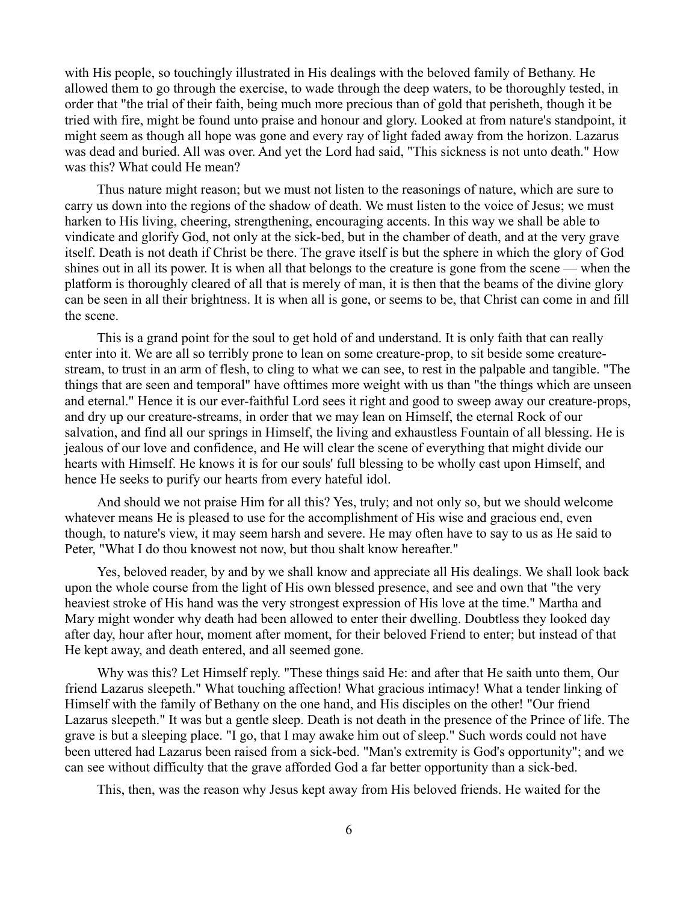with His people, so touchingly illustrated in His dealings with the beloved family of Bethany. He allowed them to go through the exercise, to wade through the deep waters, to be thoroughly tested, in order that "the trial of their faith, being much more precious than of gold that perisheth, though it be tried with fire, might be found unto praise and honour and glory. Looked at from nature's standpoint, it might seem as though all hope was gone and every ray of light faded away from the horizon. Lazarus was dead and buried. All was over. And yet the Lord had said, "This sickness is not unto death." How was this? What could He mean?

Thus nature might reason; but we must not listen to the reasonings of nature, which are sure to carry us down into the regions of the shadow of death. We must listen to the voice of Jesus; we must harken to His living, cheering, strengthening, encouraging accents. In this way we shall be able to vindicate and glorify God, not only at the sick-bed, but in the chamber of death, and at the very grave itself. Death is not death if Christ be there. The grave itself is but the sphere in which the glory of God shines out in all its power. It is when all that belongs to the creature is gone from the scene — when the platform is thoroughly cleared of all that is merely of man, it is then that the beams of the divine glory can be seen in all their brightness. It is when all is gone, or seems to be, that Christ can come in and fill the scene.

This is a grand point for the soul to get hold of and understand. It is only faith that can really enter into it. We are all so terribly prone to lean on some creature-prop, to sit beside some creature-stream, to trust in an arm of flesh, to cling to what we can see, to rest in the palpable and tangible. "The things that are seen and temporal" have ofttimes more weight with us than "the things which are unseen and eternal." Hence it is our ever-faithful Lord sees it right and good to sweep away our creature-props, and dry up our creature-streams, in order that we may lean on Himself, the eternal Rock of our salvation, and find all our springs in Himself, the living and exhaustless Fountain of all blessing. He is jealous of our love and confidence, and He will clear the scene of everything that might divide our hearts with Himself. He knows it is for our souls' full blessing to be wholly cast upon Himself, and hence He seeks to purify our hearts from every hateful idol.

And should we not praise Him for all this? Yes, truly; and not only so, but we should welcome whatever means He is pleased to use for the accomplishment of His wise and gracious end, even though, to nature's view, it may seem harsh and severe. He may often have to say to us as He said to Peter, "What I do thou knowest not now, but thou shalt know hereafter."

Yes, beloved reader, by and by we shall know and appreciate all His dealings. We shall look back upon the whole course from the light of His own blessed presence, and see and own that "the very heaviest stroke of His hand was the very strongest expression of His love at the time." Martha and Mary might wonder why death had been allowed to enter their dwelling. Doubtless they looked day after day, hour after hour, moment after moment, for their beloved Friend to enter; but instead of that He kept away, and death entered, and all seemed gone.

Why was this? Let Himself reply. "These things said He: and after that He saith unto them, Our friend Lazarus sleepeth." What touching affection! What gracious intimacy! What a tender linking of Himself with the family of Bethany on the one hand, and His disciples on the other! "Our friend Lazarus sleepeth." It was but a gentle sleep. Death is not death in the presence of the Prince of life. The grave is but a sleeping place. "I go, that I may awake him out of sleep." Such words could not have been uttered had Lazarus been raised from a sick-bed. "Man's extremity is God's opportunity"; and we can see without difficulty that the grave afforded God a far better opportunity than a sick-bed.

This, then, was the reason why Jesus kept away from His beloved friends. He waited for the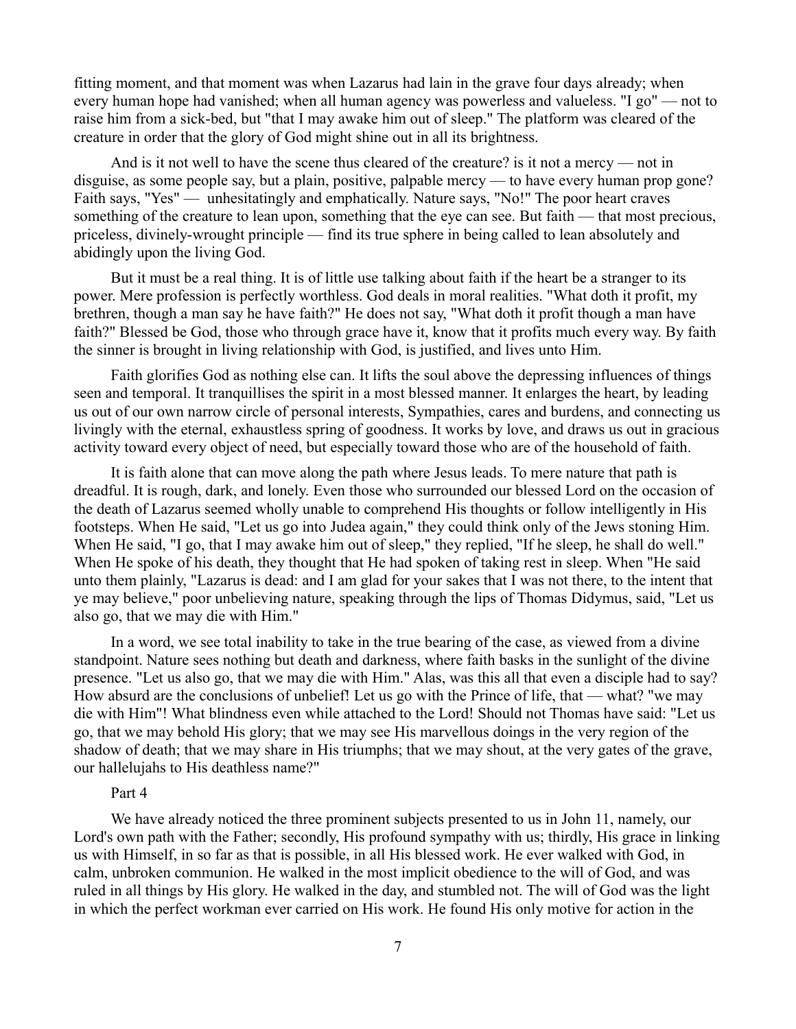fitting moment, and that moment was when Lazarus had lain in the grave four days already; when every human hope had vanished; when all human agency was powerless and valueless. "I go" — not to raise him from a sick-bed, but "that I may awake him out of sleep." The platform was cleared of the creature in order that the glory of God might shine out in all its brightness.

And is it not well to have the scene thus cleared of the creature? is it not a mercy — not in disguise, as some people say, but a plain, positive, palpable mercy — to have every human prop gone? Faith says, "Yes" — unhesitatingly and emphatically. Nature says, "No!" The poor heart craves something of the creature to lean upon, something that the eye can see. But faith — that most precious, priceless, divinely-wrought principle — find its true sphere in being called to lean absolutely and abidingly upon the living God.

But it must be a real thing. It is of little use talking about faith if the heart be a stranger to its power. Mere profession is perfectly worthless. God deals in moral realities. "What doth it profit, my brethren, though a man say he have faith?" He does not say, "What doth it profit though a man have faith?" Blessed be God, those who through grace have it, know that it profits much every way. By faith the sinner is brought in living relationship with God, is justified, and lives unto Him.

Faith glorifies God as nothing else can. It lifts the soul above the depressing influences of things seen and temporal. It tranquillises the spirit in a most blessed manner. It enlarges the heart, by leading us out of our own narrow circle of personal interests, Sympathies, cares and burdens, and connecting us livingly with the eternal, exhaustless spring of goodness. It works by love, and draws us out in gracious activity toward every object of need, but especially toward those who are of the household of faith.

It is faith alone that can move along the path where Jesus leads. To mere nature that path is dreadful. It is rough, dark, and lonely. Even those who surrounded our blessed Lord on the occasion of the death of Lazarus seemed wholly unable to comprehend His thoughts or follow intelligently in His footsteps. When He said, "Let us go into Judea again," they could think only of the Jews stoning Him. When He said, "I go, that I may awake him out of sleep," they replied, "If he sleep, he shall do well." When He spoke of his death, they thought that He had spoken of taking rest in sleep. When "He said unto them plainly, "Lazarus is dead: and I am glad for your sakes that I was not there, to the intent that ye may believe," poor unbelieving nature, speaking through the lips of Thomas Didymus, said, "Let us also go, that we may die with Him."

In a word, we see total inability to take in the true bearing of the case, as viewed from a divine standpoint. Nature sees nothing but death and darkness, where faith basks in the sunlight of the divine presence. "Let us also go, that we may die with Him." Alas, was this all that even a disciple had to say? How absurd are the conclusions of unbelief! Let us go with the Prince of life, that — what? "we may die with Him"! What blindness even while attached to the Lord! Should not Thomas have said: "Let us go, that we may behold His glory; that we may see His marvellous doings in the very region of the shadow of death; that we may share in His triumphs; that we may shout, at the very gates of the grave, our hallelujahs to His deathless name?"

## Part 4

We have already noticed the three prominent subjects presented to us in John 11, namely, our Lord's own path with the Father; secondly, His profound sympathy with us; thirdly, His grace in linking us with Himself, in so far as that is possible, in all His blessed work. He ever walked with God, in calm, unbroken communion. He walked in the most implicit obedience to the will of God, and was ruled in all things by His glory. He walked in the day, and stumbled not. The will of God was the light in which the perfect workman ever carried on His work. He found His only motive for action in the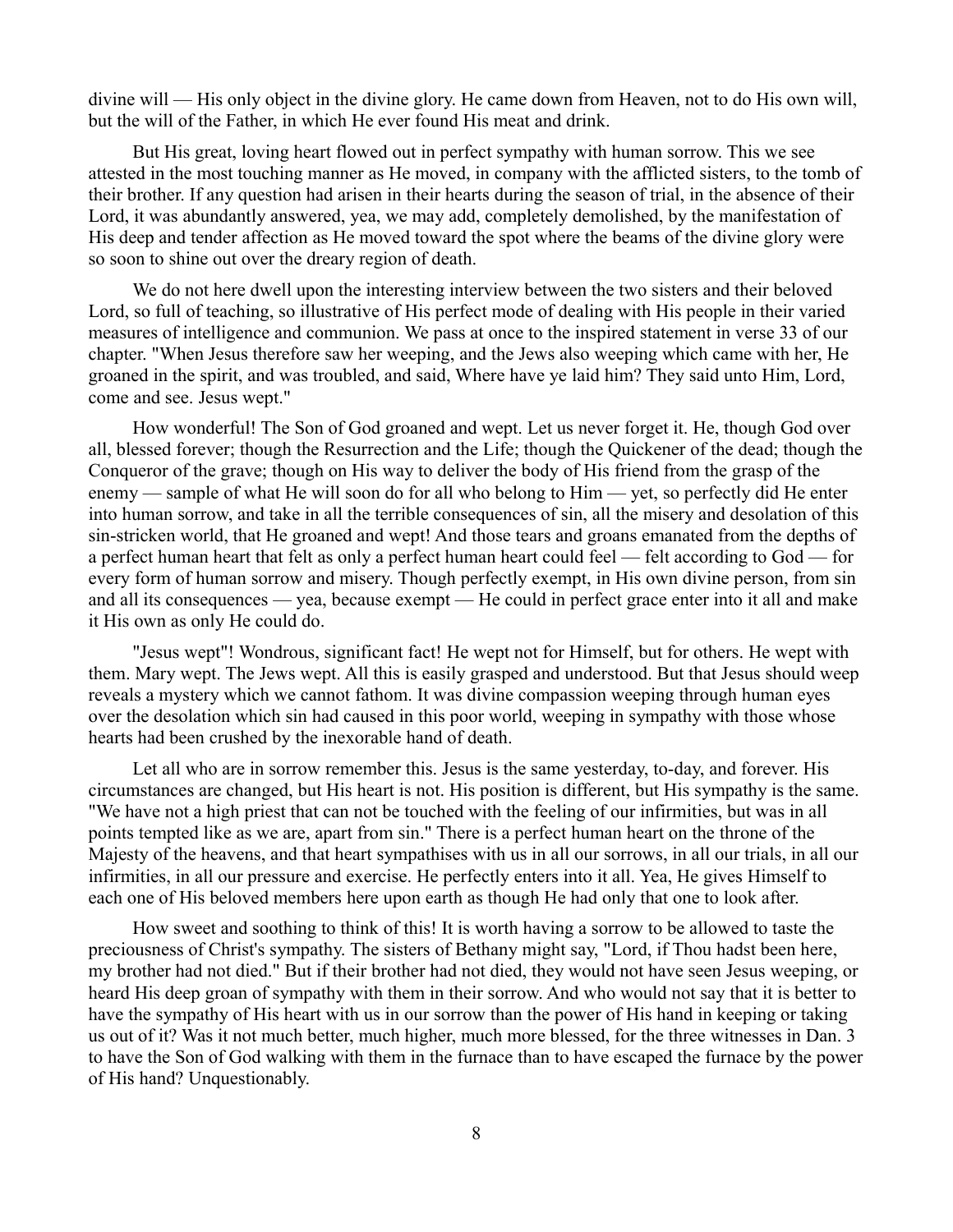divine will — His only object in the divine glory. He came down from Heaven, not to do His own will, but the will of the Father, in which He ever found His meat and drink.

But His great, loving heart flowed out in perfect sympathy with human sorrow. This we see attested in the most touching manner as He moved, in company with the afflicted sisters, to the tomb of their brother. If any question had arisen in their hearts during the season of trial, in the absence of their Lord, it was abundantly answered, yea, we may add, completely demolished, by the manifestation of His deep and tender affection as He moved toward the spot where the beams of the divine glory were so soon to shine out over the dreary region of death.

We do not here dwell upon the interesting interview between the two sisters and their beloved Lord, so full of teaching, so illustrative of His perfect mode of dealing with His people in their varied measures of intelligence and communion. We pass at once to the inspired statement in verse 33 of our chapter. "When Jesus therefore saw her weeping, and the Jews also weeping which came with her, He groaned in the spirit, and was troubled, and said, Where have ye laid him? They said unto Him, Lord, come and see. Jesus wept."

How wonderful! The Son of God groaned and wept. Let us never forget it. He, though God over all, blessed forever; though the Resurrection and the Life; though the Quickener of the dead; though the Conqueror of the grave; though on His way to deliver the body of His friend from the grasp of the enemy — sample of what He will soon do for all who belong to Him — yet, so perfectly did He enter into human sorrow, and take in all the terrible consequences of sin, all the misery and desolation of this sin-stricken world, that He groaned and wept! And those tears and groans emanated from the depths of a perfect human heart that felt as only a perfect human heart could feel — felt according to God — for every form of human sorrow and misery. Though perfectly exempt, in His own divine person, from sin and all its consequences — yea, because exempt — He could in perfect grace enter into it all and make it His own as only He could do.

"Jesus wept"! Wondrous, significant fact! He wept not for Himself, but for others. He wept with them. Mary wept. The Jews wept. All this is easily grasped and understood. But that Jesus should weep reveals a mystery which we cannot fathom. It was divine compassion weeping through human eyes over the desolation which sin had caused in this poor world, weeping in sympathy with those whose hearts had been crushed by the inexorable hand of death.

Let all who are in sorrow remember this. Jesus is the same yesterday, to-day, and forever. His circumstances are changed, but His heart is not. His position is different, but His sympathy is the same. "We have not a high priest that can not be touched with the feeling of our infirmities, but was in all points tempted like as we are, apart from sin." There is a perfect human heart on the throne of the Majesty of the heavens, and that heart sympathises with us in all our sorrows, in all our trials, in all our infirmities, in all our pressure and exercise. He perfectly enters into it all. Yea, He gives Himself to each one of His beloved members here upon earth as though He had only that one to look after.

How sweet and soothing to think of this! It is worth having a sorrow to be allowed to taste the preciousness of Christ's sympathy. The sisters of Bethany might say, "Lord, if Thou hadst been here, my brother had not died." But if their brother had not died, they would not have seen Jesus weeping, or heard His deep groan of sympathy with them in their sorrow. And who would not say that it is better to have the sympathy of His heart with us in our sorrow than the power of His hand in keeping or taking us out of it? Was it not much better, much higher, much more blessed, for the three witnesses in Dan. 3 to have the Son of God walking with them in the furnace than to have escaped the furnace by the power of His hand? Unquestionably.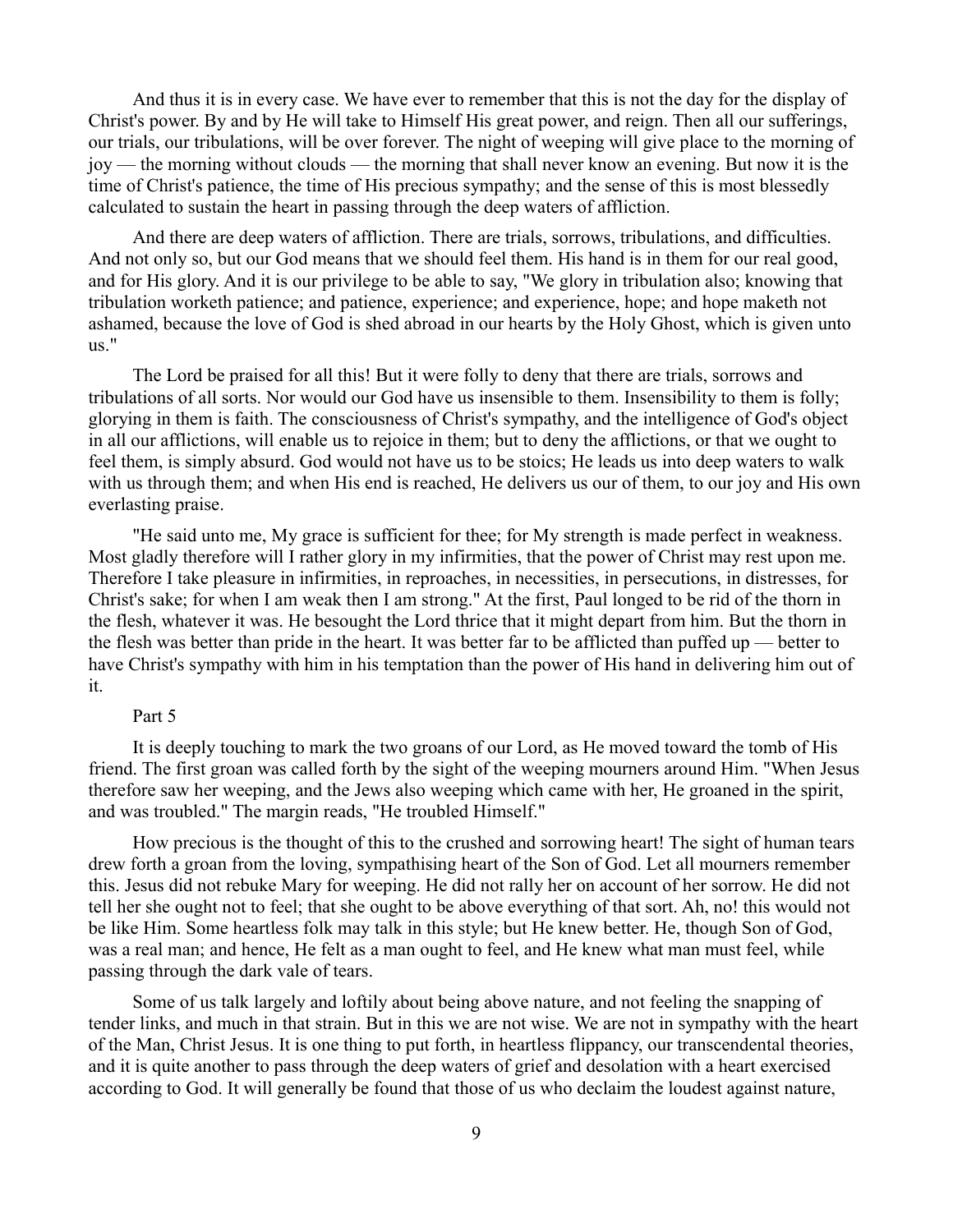And thus it is in every case. We have ever to remember that this is not the day for the display of Christ's power. By and by He will take to Himself His great power, and reign. Then all our sufferings, our trials, our tribulations, will be over forever. The night of weeping will give place to the morning of joy — the morning without clouds — the morning that shall never know an evening. But now it is the time of Christ's patience, the time of His precious sympathy; and the sense of this is most blessedly calculated to sustain the heart in passing through the deep waters of affliction.

And there are deep waters of affliction. There are trials, sorrows, tribulations, and difficulties. And not only so, but our God means that we should feel them. His hand is in them for our real good, and for His glory. And it is our privilege to be able to say, "We glory in tribulation also; knowing that tribulation worketh patience; and patience, experience; and experience, hope; and hope maketh not ashamed, because the love of God is shed abroad in our hearts by the Holy Ghost, which is given unto us."

The Lord be praised for all this! But it were folly to deny that there are trials, sorrows and tribulations of all sorts. Nor would our God have us insensible to them. Insensibility to them is folly; glorying in them is faith. The consciousness of Christ's sympathy, and the intelligence of God's object in all our afflictions, will enable us to rejoice in them; but to deny the afflictions, or that we ought to feel them, is simply absurd. God would not have us to be stoics; He leads us into deep waters to walk with us through them; and when His end is reached, He delivers us our of them, to our joy and His own everlasting praise.

"He said unto me, My grace is sufficient for thee; for My strength is made perfect in weakness. Most gladly therefore will I rather glory in my infirmities, that the power of Christ may rest upon me. Therefore I take pleasure in infirmities, in reproaches, in necessities, in persecutions, in distresses, for Christ's sake; for when I am weak then I am strong." At the first, Paul longed to be rid of the thorn in the flesh, whatever it was. He besought the Lord thrice that it might depart from him. But the thorn in the flesh was better than pride in the heart. It was better far to be afflicted than puffed up — better to have Christ's sympathy with him in his temptation than the power of His hand in delivering him out of it.

Part 5

It is deeply touching to mark the two groans of our Lord, as He moved toward the tomb of His friend. The first groan was called forth by the sight of the weeping mourners around Him. "When Jesus therefore saw her weeping, and the Jews also weeping which came with her, He groaned in the spirit, and was troubled." The margin reads, "He troubled Himself."

How precious is the thought of this to the crushed and sorrowing heart! The sight of human tears drew forth a groan from the loving, sympathising heart of the Son of God. Let all mourners remember this. Jesus did not rebuke Mary for weeping. He did not rally her on account of her sorrow. He did not tell her she ought not to feel; that she ought to be above everything of that sort. Ah, no! this would not be like Him. Some heartless folk may talk in this style; but He knew better. He, though Son of God, was a real man; and hence, He felt as a man ought to feel, and He knew what man must feel, while passing through the dark vale of tears.

Some of us talk largely and loftily about being above nature, and not feeling the snapping of tender links, and much in that strain. But in this we are not wise. We are not in sympathy with the heart of the Man, Christ Jesus. It is one thing to put forth, in heartless flippancy, our transcendental theories, and it is quite another to pass through the deep waters of grief and desolation with a heart exercised according to God. It will generally be found that those of us who declaim the loudest against nature,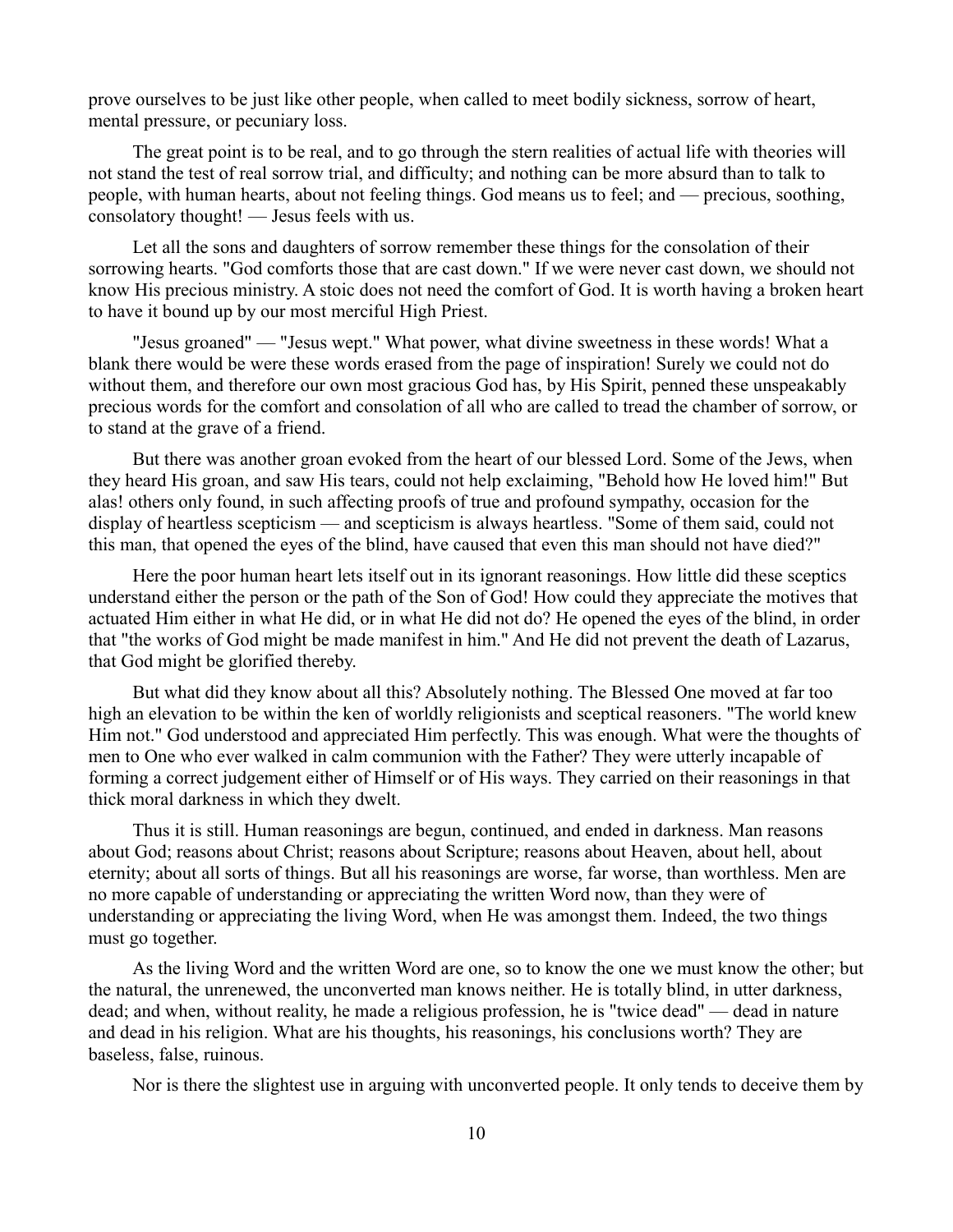prove ourselves to be just like other people, when called to meet bodily sickness, sorrow of heart, mental pressure, or pecuniary loss.

The great point is to be real, and to go through the stern realities of actual life with theories will not stand the test of real sorrow trial, and difficulty; and nothing can be more absurd than to talk to people, with human hearts, about not feeling things. God means us to feel; and — precious, soothing, consolatory thought! — Jesus feels with us.

Let all the sons and daughters of sorrow remember these things for the consolation of their sorrowing hearts. "God comforts those that are cast down." If we were never cast down, we should not know His precious ministry. A stoic does not need the comfort of God. It is worth having a broken heart to have it bound up by our most merciful High Priest.

"Jesus groaned" — "Jesus wept." What power, what divine sweetness in these words! What a blank there would be were these words erased from the page of inspiration! Surely we could not do without them, and therefore our own most gracious God has, by His Spirit, penned these unspeakably precious words for the comfort and consolation of all who are called to tread the chamber of sorrow, or to stand at the grave of a friend.

But there was another groan evoked from the heart of our blessed Lord. Some of the Jews, when they heard His groan, and saw His tears, could not help exclaiming, "Behold how He loved him!" But alas! others only found, in such affecting proofs of true and profound sympathy, occasion for the display of heartless scepticism — and scepticism is always heartless. "Some of them said, could not this man, that opened the eyes of the blind, have caused that even this man should not have died?"

Here the poor human heart lets itself out in its ignorant reasonings. How little did these sceptics understand either the person or the path of the Son of God! How could they appreciate the motives that actuated Him either in what He did, or in what He did not do? He opened the eyes of the blind, in order that "the works of God might be made manifest in him." And He did not prevent the death of Lazarus, that God might be glorified thereby.

But what did they know about all this? Absolutely nothing. The Blessed One moved at far too high an elevation to be within the ken of worldly religionists and sceptical reasoners. "The world knew Him not." God understood and appreciated Him perfectly. This was enough. What were the thoughts of men to One who ever walked in calm communion with the Father? They were utterly incapable of forming a correct judgement either of Himself or of His ways. They carried on their reasonings in that thick moral darkness in which they dwelt.

Thus it is still. Human reasonings are begun, continued, and ended in darkness. Man reasons about God; reasons about Christ; reasons about Scripture; reasons about Heaven, about hell, about eternity; about all sorts of things. But all his reasonings are worse, far worse, than worthless. Men are no more capable of understanding or appreciating the written Word now, than they were of understanding or appreciating the living Word, when He was amongst them. Indeed, the two things must go together.

As the living Word and the written Word are one, so to know the one we must know the other; but the natural, the unrenewed, the unconverted man knows neither. He is totally blind, in utter darkness, dead; and when, without reality, he made a religious profession, he is "twice dead" — dead in nature and dead in his religion. What are his thoughts, his reasonings, his conclusions worth? They are baseless, false, ruinous.

Nor is there the slightest use in arguing with unconverted people. It only tends to deceive them by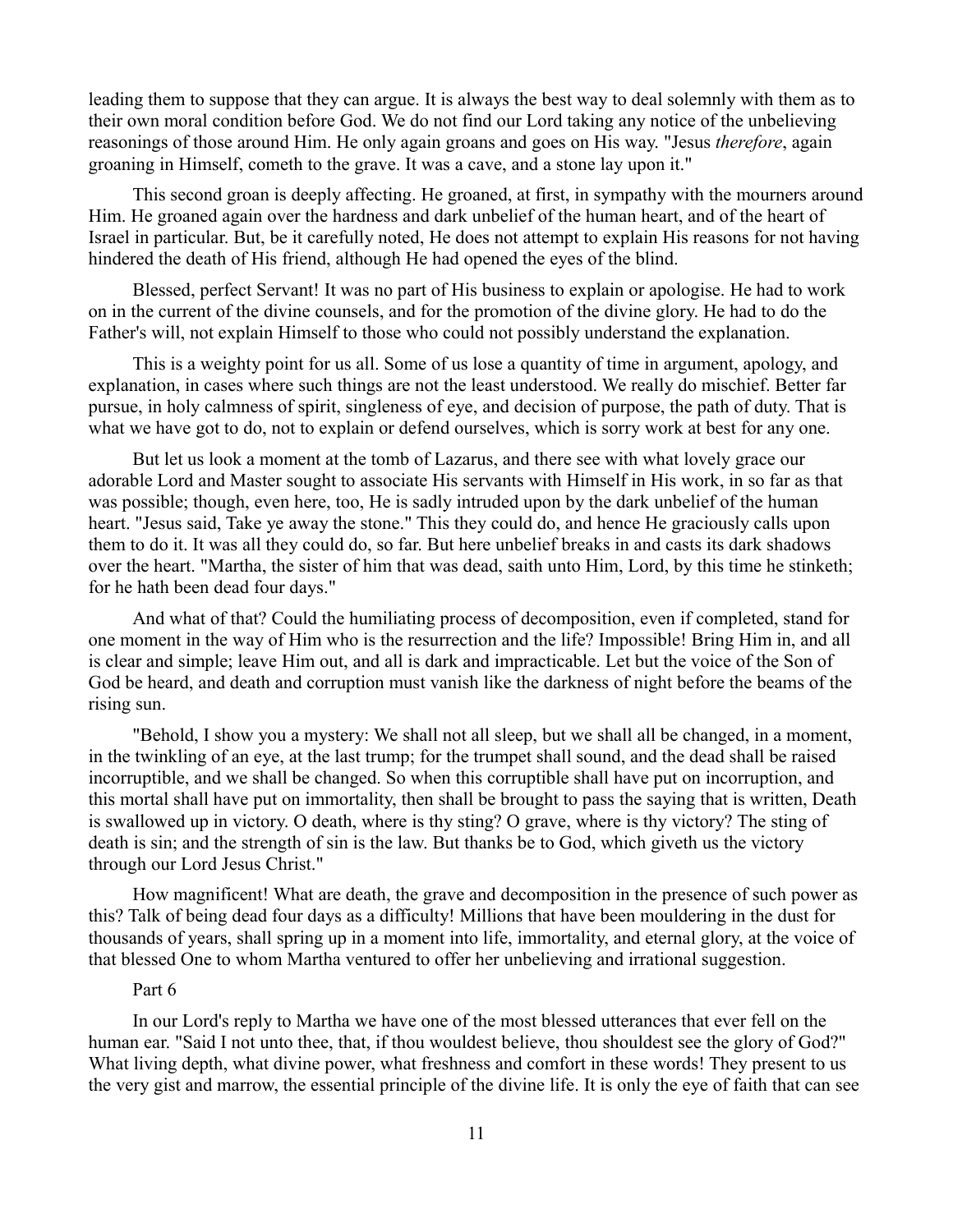leading them to suppose that they can argue. It is always the best way to deal solemnly with them as to their own moral condition before God. We do not find our Lord taking any notice of the unbelieving reasonings of those around Him. He only again groans and goes on His way. "Jesus *therefore*, again groaning in Himself, cometh to the grave. It was a cave, and a stone lay upon it."

This second groan is deeply affecting. He groaned, at first, in sympathy with the mourners around Him. He groaned again over the hardness and dark unbelief of the human heart, and of the heart of Israel in particular. But, be it carefully noted, He does not attempt to explain His reasons for not having hindered the death of His friend, although He had opened the eyes of the blind.

Blessed, perfect Servant! It was no part of His business to explain or apologise. He had to work on in the current of the divine counsels, and for the promotion of the divine glory. He had to do the Father's will, not explain Himself to those who could not possibly understand the explanation.

This is a weighty point for us all. Some of us lose a quantity of time in argument, apology, and explanation, in cases where such things are not the least understood. We really do mischief. Better far pursue, in holy calmness of spirit, singleness of eye, and decision of purpose, the path of duty. That is what we have got to do, not to explain or defend ourselves, which is sorry work at best for any one.

But let us look a moment at the tomb of Lazarus, and there see with what lovely grace our adorable Lord and Master sought to associate His servants with Himself in His work, in so far as that was possible; though, even here, too, He is sadly intruded upon by the dark unbelief of the human heart. "Jesus said, Take ye away the stone." This they could do, and hence He graciously calls upon them to do it. It was all they could do, so far. But here unbelief breaks in and casts its dark shadows over the heart. "Martha, the sister of him that was dead, saith unto Him, Lord, by this time he stinketh; for he hath been dead four days."

And what of that? Could the humiliating process of decomposition, even if completed, stand for one moment in the way of Him who is the resurrection and the life? Impossible! Bring Him in, and all is clear and simple; leave Him out, and all is dark and impracticable. Let but the voice of the Son of God be heard, and death and corruption must vanish like the darkness of night before the beams of the rising sun.

"Behold, I show you a mystery: We shall not all sleep, but we shall all be changed, in a moment, in the twinkling of an eye, at the last trump; for the trumpet shall sound, and the dead shall be raised incorruptible, and we shall be changed. So when this corruptible shall have put on incorruption, and this mortal shall have put on immortality, then shall be brought to pass the saying that is written, Death is swallowed up in victory. O death, where is thy sting? O grave, where is thy victory? The sting of death is sin; and the strength of sin is the law. But thanks be to God, which giveth us the victory through our Lord Jesus Christ."

How magnificent! What are death, the grave and decomposition in the presence of such power as this? Talk of being dead four days as a difficulty! Millions that have been mouldering in the dust for thousands of years, shall spring up in a moment into life, immortality, and eternal glory, at the voice of that blessed One to whom Martha ventured to offer her unbelieving and irrational suggestion.

Part 6

In our Lord's reply to Martha we have one of the most blessed utterances that ever fell on the human ear. "Said I not unto thee, that, if thou wouldest believe, thou shouldest see the glory of God?" What living depth, what divine power, what freshness and comfort in these words! They present to us the very gist and marrow, the essential principle of the divine life. It is only the eye of faith that can see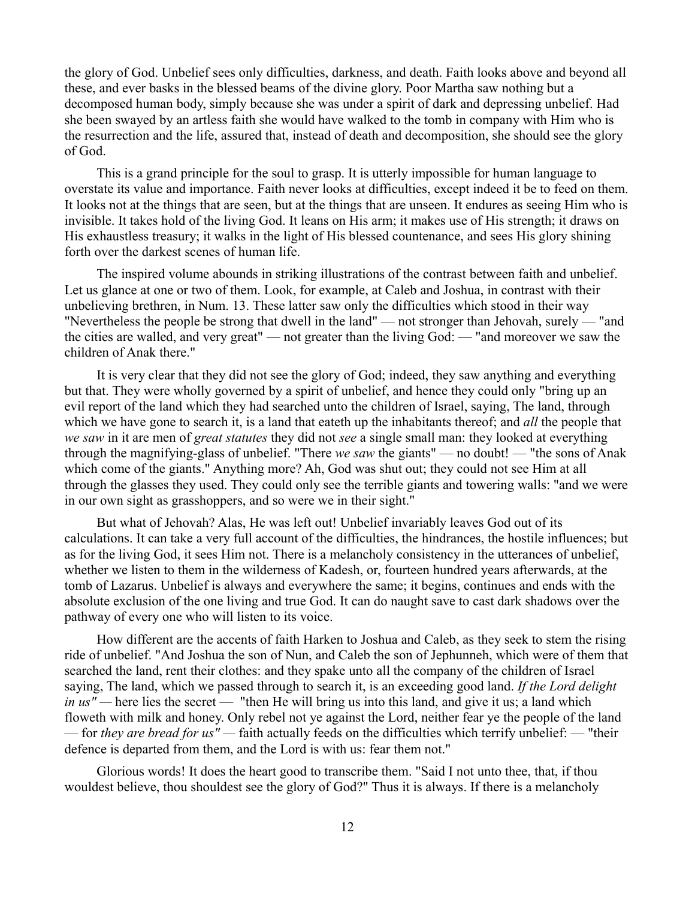the glory of God. Unbelief sees only difficulties, darkness, and death. Faith looks above and beyond all these, and ever basks in the blessed beams of the divine glory. Poor Martha saw nothing but a decomposed human body, simply because she was under a spirit of dark and depressing unbelief. Had she been swayed by an artless faith she would have walked to the tomb in company with Him who is the resurrection and the life, assured that, instead of death and decomposition, she should see the glory of God.

This is a grand principle for the soul to grasp. It is utterly impossible for human language to overstate its value and importance. Faith never looks at difficulties, except indeed it be to feed on them. It looks not at the things that are seen, but at the things that are unseen. It endures as seeing Him who is invisible. It takes hold of the living God. It leans on His arm; it makes use of His strength; it draws on His exhaustless treasury; it walks in the light of His blessed countenance, and sees His glory shining forth over the darkest scenes of human life.

The inspired volume abounds in striking illustrations of the contrast between faith and unbelief. Let us glance at one or two of them. Look, for example, at Caleb and Joshua, in contrast with their unbelieving brethren, in Num. 13. These latter saw only the difficulties which stood in their way "Nevertheless the people be strong that dwell in the land" — not stronger than Jehovah, surely — "and the cities are walled, and very great" — not greater than the living God: — "and moreover we saw the children of Anak there."

It is very clear that they did not see the glory of God; indeed, they saw anything and everything but that. They were wholly governed by a spirit of unbelief, and hence they could only "bring up an evil report of the land which they had searched unto the children of Israel, saying, The land, through which we have gone to search it, is a land that eateth up the inhabitants thereof; and *all* the people that *we saw* in it are men of *great statutes* they did not *see* a single small man: they looked at everything through the magnifying-glass of unbelief. "There *we saw* the giants" — no doubt! — "the sons of Anak which come of the giants." Anything more? Ah, God was shut out; they could not see Him at all through the glasses they used. They could only see the terrible giants and towering walls: "and we were in our own sight as grasshoppers, and so were we in their sight."

But what of Jehovah? Alas, He was left out! Unbelief invariably leaves God out of its calculations. It can take a very full account of the difficulties, the hindrances, the hostile influences; but as for the living God, it sees Him not. There is a melancholy consistency in the utterances of unbelief, whether we listen to them in the wilderness of Kadesh, or, fourteen hundred years afterwards, at the tomb of Lazarus. Unbelief is always and everywhere the same; it begins, continues and ends with the absolute exclusion of the one living and true God. It can do naught save to cast dark shadows over the pathway of every one who will listen to its voice.

How different are the accents of faith Harken to Joshua and Caleb, as they seek to stem the rising ride of unbelief. "And Joshua the son of Nun, and Caleb the son of Jephunneh, which were of them that searched the land, rent their clothes: and they spake unto all the company of the children of Israel saying, The land, which we passed through to search it, is an exceeding good land. *If the Lord delight in us"* — here lies the secret — "then He will bring us into this land, and give it us; a land which floweth with milk and honey. Only rebel not ye against the Lord, neither fear ye the people of the land — for *they are bread for us"* — faith actually feeds on the difficulties which terrify unbelief: — "their defence is departed from them, and the Lord is with us: fear them not."

Glorious words! It does the heart good to transcribe them. "Said I not unto thee, that, if thou wouldest believe, thou shouldest see the glory of God?" Thus it is always. If there is a melancholy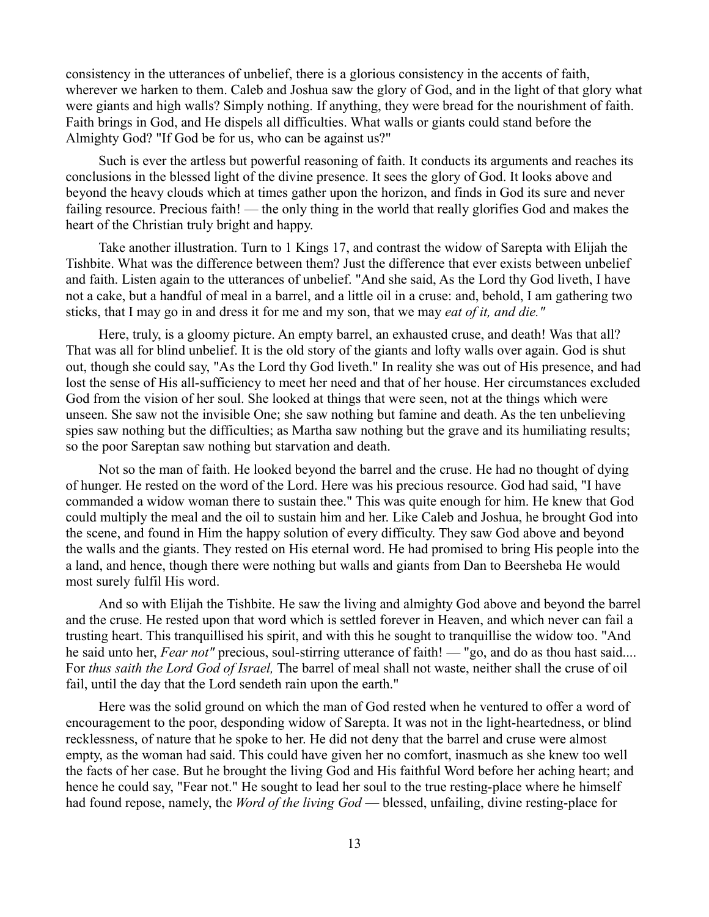consistency in the utterances of unbelief, there is a glorious consistency in the accents of faith, wherever we harken to them. Caleb and Joshua saw the glory of God, and in the light of that glory what were giants and high walls? Simply nothing. If anything, they were bread for the nourishment of faith. Faith brings in God, and He dispels all difficulties. What walls or giants could stand before the Almighty God? "If God be for us, who can be against us?"

Such is ever the artless but powerful reasoning of faith. It conducts its arguments and reaches its conclusions in the blessed light of the divine presence. It sees the glory of God. It looks above and beyond the heavy clouds which at times gather upon the horizon, and finds in God its sure and never failing resource. Precious faith! — the only thing in the world that really glorifies God and makes the heart of the Christian truly bright and happy.

Take another illustration. Turn to 1 Kings 17, and contrast the widow of Sarepta with Elijah the Tishbite. What was the difference between them? Just the difference that ever exists between unbelief and faith. Listen again to the utterances of unbelief. "And she said, As the Lord thy God liveth, I have not a cake, but a handful of meal in a barrel, and a little oil in a cruse: and, behold, I am gathering two sticks, that I may go in and dress it for me and my son, that we may *eat of it, and die."*

Here, truly, is a gloomy picture. An empty barrel, an exhausted cruse, and death! Was that all? That was all for blind unbelief. It is the old story of the giants and lofty walls over again. God is shut out, though she could say, "As the Lord thy God liveth." In reality she was out of His presence, and had lost the sense of His all-sufficiency to meet her need and that of her house. Her circumstances excluded God from the vision of her soul. She looked at things that were seen, not at the things which were unseen. She saw not the invisible One; she saw nothing but famine and death. As the ten unbelieving spies saw nothing but the difficulties; as Martha saw nothing but the grave and its humiliating results; so the poor Sareptan saw nothing but starvation and death.

Not so the man of faith. He looked beyond the barrel and the cruse. He had no thought of dying of hunger. He rested on the word of the Lord. Here was his precious resource. God had said, "I have commanded a widow woman there to sustain thee." This was quite enough for him. He knew that God could multiply the meal and the oil to sustain him and her. Like Caleb and Joshua, he brought God into the scene, and found in Him the happy solution of every difficulty. They saw God above and beyond the walls and the giants. They rested on His eternal word. He had promised to bring His people into the a land, and hence, though there were nothing but walls and giants from Dan to Beersheba He would most surely fulfil His word.

And so with Elijah the Tishbite. He saw the living and almighty God above and beyond the barrel and the cruse. He rested upon that word which is settled forever in Heaven, and which never can fail a trusting heart. This tranquillised his spirit, and with this he sought to tranquillise the widow too. "And he said unto her, *Fear not"* precious, soul-stirring utterance of faith! — "go, and do as thou hast said.... For *thus saith the Lord God of Israel,* The barrel of meal shall not waste, neither shall the cruse of oil fail, until the day that the Lord sendeth rain upon the earth."

Here was the solid ground on which the man of God rested when he ventured to offer a word of encouragement to the poor, desponding widow of Sarepta. It was not in the light-heartedness, or blind recklessness, of nature that he spoke to her. He did not deny that the barrel and cruse were almost empty, as the woman had said. This could have given her no comfort, inasmuch as she knew too well the facts of her case. But he brought the living God and His faithful Word before her aching heart; and hence he could say, "Fear not." He sought to lead her soul to the true resting-place where he himself had found repose, namely, the *Word of the living God* — blessed, unfailing, divine resting-place for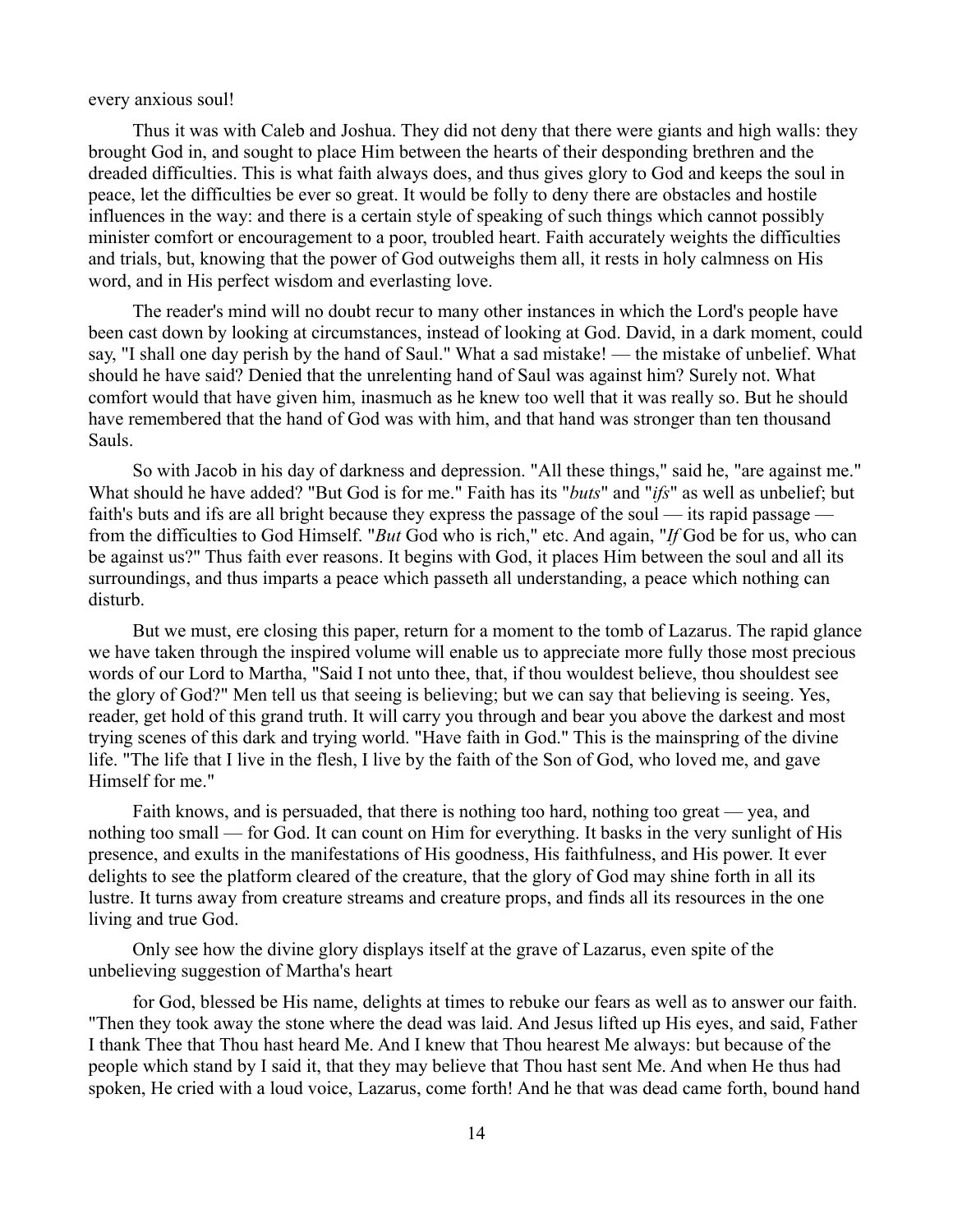every anxious soul!

Thus it was with Caleb and Joshua. They did not deny that there were giants and high walls: they brought God in, and sought to place Him between the hearts of their desponding brethren and the dreaded difficulties. This is what faith always does, and thus gives glory to God and keeps the soul in peace, let the difficulties be ever so great. It would be folly to deny there are obstacles and hostile influences in the way: and there is a certain style of speaking of such things which cannot possibly minister comfort or encouragement to a poor, troubled heart. Faith accurately weights the difficulties and trials, but, knowing that the power of God outweighs them all, it rests in holy calmness on His word, and in His perfect wisdom and everlasting love.

The reader's mind will no doubt recur to many other instances in which the Lord's people have been cast down by looking at circumstances, instead of looking at God. David, in a dark moment, could say, "I shall one day perish by the hand of Saul." What a sad mistake! — the mistake of unbelief. What should he have said? Denied that the unrelenting hand of Saul was against him? Surely not. What comfort would that have given him, inasmuch as he knew too well that it was really so. But he should have remembered that the hand of God was with him, and that hand was stronger than ten thousand Sauls.

So with Jacob in his day of darkness and depression. "All these things," said he, "are against me." What should he have added? "But God is for me." Faith has its "*buts*" and "*ifs*" as well as unbelief; but faith's buts and ifs are all bright because they express the passage of the soul — its rapid passage — from the difficulties to God Himself. "*But* God who is rich," etc. And again, "*If* God be for us, who can be against us?" Thus faith ever reasons. It begins with God, it places Him between the soul and all its surroundings, and thus imparts a peace which passeth all understanding, a peace which nothing can disturb.

But we must, ere closing this paper, return for a moment to the tomb of Lazarus. The rapid glance we have taken through the inspired volume will enable us to appreciate more fully those most precious words of our Lord to Martha, "Said I not unto thee, that, if thou wouldest believe, thou shouldest see the glory of God?" Men tell us that seeing is believing; but we can say that believing is seeing. Yes, reader, get hold of this grand truth. It will carry you through and bear you above the darkest and most trying scenes of this dark and trying world. "Have faith in God." This is the mainspring of the divine life. "The life that I live in the flesh, I live by the faith of the Son of God, who loved me, and gave Himself for me."

Faith knows, and is persuaded, that there is nothing too hard, nothing too great — yea, and nothing too small — for God. It can count on Him for everything. It basks in the very sunlight of His presence, and exults in the manifestations of His goodness, His faithfulness, and His power. It ever delights to see the platform cleared of the creature, that the glory of God may shine forth in all its lustre. It turns away from creature streams and creature props, and finds all its resources in the one living and true God.

Only see how the divine glory displays itself at the grave of Lazarus, even spite of the unbelieving suggestion of Martha's heart

for God, blessed be His name, delights at times to rebuke our fears as well as to answer our faith. "Then they took away the stone where the dead was laid. And Jesus lifted up His eyes, and said, Father I thank Thee that Thou hast heard Me. And I knew that Thou hearest Me always: but because of the people which stand by I said it, that they may believe that Thou hast sent Me. And when He thus had spoken, He cried with a loud voice, Lazarus, come forth! And he that was dead came forth, bound hand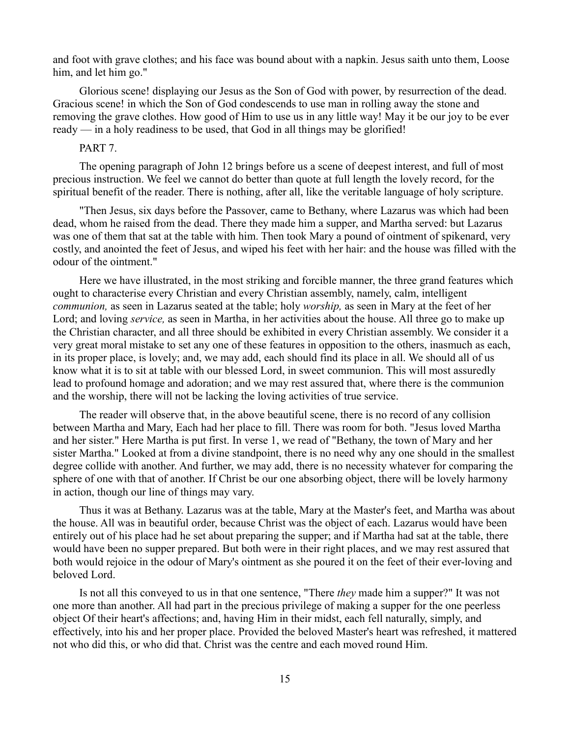and foot with grave clothes; and his face was bound about with a napkin. Jesus saith unto them, Loose him, and let him go."

Glorious scene! displaying our Jesus as the Son of God with power, by resurrection of the dead. Gracious scene! in which the Son of God condescends to use man in rolling away the stone and removing the grave clothes. How good of Him to use us in any little way! May it be our joy to be ever ready — in a holy readiness to be used, that God in all things may be glorified!

PART 7.

The opening paragraph of John 12 brings before us a scene of deepest interest, and full of most precious instruction. We feel we cannot do better than quote at full length the lovely record, for the spiritual benefit of the reader. There is nothing, after all, like the veritable language of holy scripture.

"Then Jesus, six days before the Passover, came to Bethany, where Lazarus was which had been dead, whom he raised from the dead. There they made him a supper, and Martha served: but Lazarus was one of them that sat at the table with him. Then took Mary a pound of ointment of spikenard, very costly, and anointed the feet of Jesus, and wiped his feet with her hair: and the house was filled with the odour of the ointment."

Here we have illustrated, in the most striking and forcible manner, the three grand features which ought to characterise every Christian and every Christian assembly, namely, calm, intelligent *communion,* as seen in Lazarus seated at the table; holy *worship,* as seen in Mary at the feet of her Lord; and loving *service,* as seen in Martha, in her activities about the house. All three go to make up the Christian character, and all three should be exhibited in every Christian assembly. We consider it a very great moral mistake to set any one of these features in opposition to the others, inasmuch as each, in its proper place, is lovely; and, we may add, each should find its place in all. We should all of us know what it is to sit at table with our blessed Lord, in sweet communion. This will most assuredly lead to profound homage and adoration; and we may rest assured that, where there is the communion and the worship, there will not be lacking the loving activities of true service.

The reader will observe that, in the above beautiful scene, there is no record of any collision between Martha and Mary, Each had her place to fill. There was room for both. "Jesus loved Martha and her sister." Here Martha is put first. In verse 1, we read of "Bethany, the town of Mary and her sister Martha." Looked at from a divine standpoint, there is no need why any one should in the smallest degree collide with another. And further, we may add, there is no necessity whatever for comparing the sphere of one with that of another. If Christ be our one absorbing object, there will be lovely harmony in action, though our line of things may vary.

Thus it was at Bethany. Lazarus was at the table, Mary at the Master's feet, and Martha was about the house. All was in beautiful order, because Christ was the object of each. Lazarus would have been entirely out of his place had he set about preparing the supper; and if Martha had sat at the table, there would have been no supper prepared. But both were in their right places, and we may rest assured that both would rejoice in the odour of Mary's ointment as she poured it on the feet of their ever-loving and beloved Lord.

Is not all this conveyed to us in that one sentence, "There *they* made him a supper?" It was not one more than another. All had part in the precious privilege of making a supper for the one peerless object Of their heart's affections; and, having Him in their midst, each fell naturally, simply, and effectively, into his and her proper place. Provided the beloved Master's heart was refreshed, it mattered not who did this, or who did that. Christ was the centre and each moved round Him.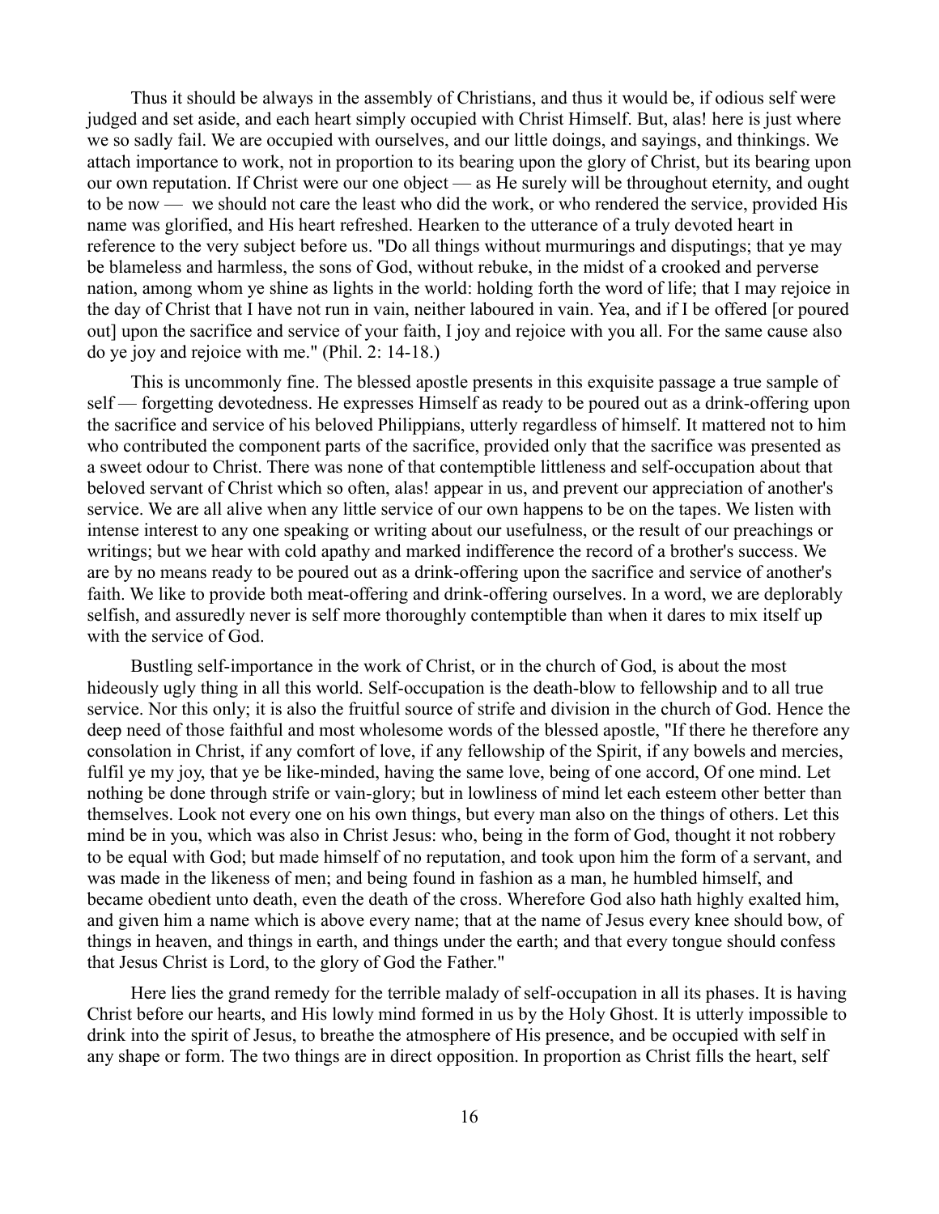Thus it should be always in the assembly of Christians, and thus it would be, if odious self were judged and set aside, and each heart simply occupied with Christ Himself. But, alas! here is just where we so sadly fail. We are occupied with ourselves, and our little doings, and sayings, and thinkings. We attach importance to work, not in proportion to its bearing upon the glory of Christ, but its bearing upon our own reputation. If Christ were our one object — as He surely will be throughout eternity, and ought to be now — we should not care the least who did the work, or who rendered the service, provided His name was glorified, and His heart refreshed. Hearken to the utterance of a truly devoted heart in reference to the very subject before us. "Do all things without murmurings and disputings; that ye may be blameless and harmless, the sons of God, without rebuke, in the midst of a crooked and perverse nation, among whom ye shine as lights in the world: holding forth the word of life; that I may rejoice in the day of Christ that I have not run in vain, neither laboured in vain. Yea, and if I be offered [or poured out] upon the sacrifice and service of your faith, I joy and rejoice with you all. For the same cause also do ye joy and rejoice with me." (Phil. 2: 14-18.)

This is uncommonly fine. The blessed apostle presents in this exquisite passage a true sample of self — forgetting devotedness. He expresses Himself as ready to be poured out as a drink-offering upon the sacrifice and service of his beloved Philippians, utterly regardless of himself. It mattered not to him who contributed the component parts of the sacrifice, provided only that the sacrifice was presented as a sweet odour to Christ. There was none of that contemptible littleness and self-occupation about that beloved servant of Christ which so often, alas! appear in us, and prevent our appreciation of another's service. We are all alive when any little service of our own happens to be on the tapes. We listen with intense interest to any one speaking or writing about our usefulness, or the result of our preachings or writings; but we hear with cold apathy and marked indifference the record of a brother's success. We are by no means ready to be poured out as a drink-offering upon the sacrifice and service of another's faith. We like to provide both meat-offering and drink-offering ourselves. In a word, we are deplorably selfish, and assuredly never is self more thoroughly contemptible than when it dares to mix itself up with the service of God.

Bustling self-importance in the work of Christ, or in the church of God, is about the most hideously ugly thing in all this world. Self-occupation is the death-blow to fellowship and to all true service. Nor this only; it is also the fruitful source of strife and division in the church of God. Hence the deep need of those faithful and most wholesome words of the blessed apostle, "If there he therefore any consolation in Christ, if any comfort of love, if any fellowship of the Spirit, if any bowels and mercies, fulfil ye my joy, that ye be like-minded, having the same love, being of one accord, Of one mind. Let nothing be done through strife or vain-glory; but in lowliness of mind let each esteem other better than themselves. Look not every one on his own things, but every man also on the things of others. Let this mind be in you, which was also in Christ Jesus: who, being in the form of God, thought it not robbery to be equal with God; but made himself of no reputation, and took upon him the form of a servant, and was made in the likeness of men; and being found in fashion as a man, he humbled himself, and became obedient unto death, even the death of the cross. Wherefore God also hath highly exalted him, and given him a name which is above every name; that at the name of Jesus every knee should bow, of things in heaven, and things in earth, and things under the earth; and that every tongue should confess that Jesus Christ is Lord, to the glory of God the Father."

Here lies the grand remedy for the terrible malady of self-occupation in all its phases. It is having Christ before our hearts, and His lowly mind formed in us by the Holy Ghost. It is utterly impossible to drink into the spirit of Jesus, to breathe the atmosphere of His presence, and be occupied with self in any shape or form. The two things are in direct opposition. In proportion as Christ fills the heart, self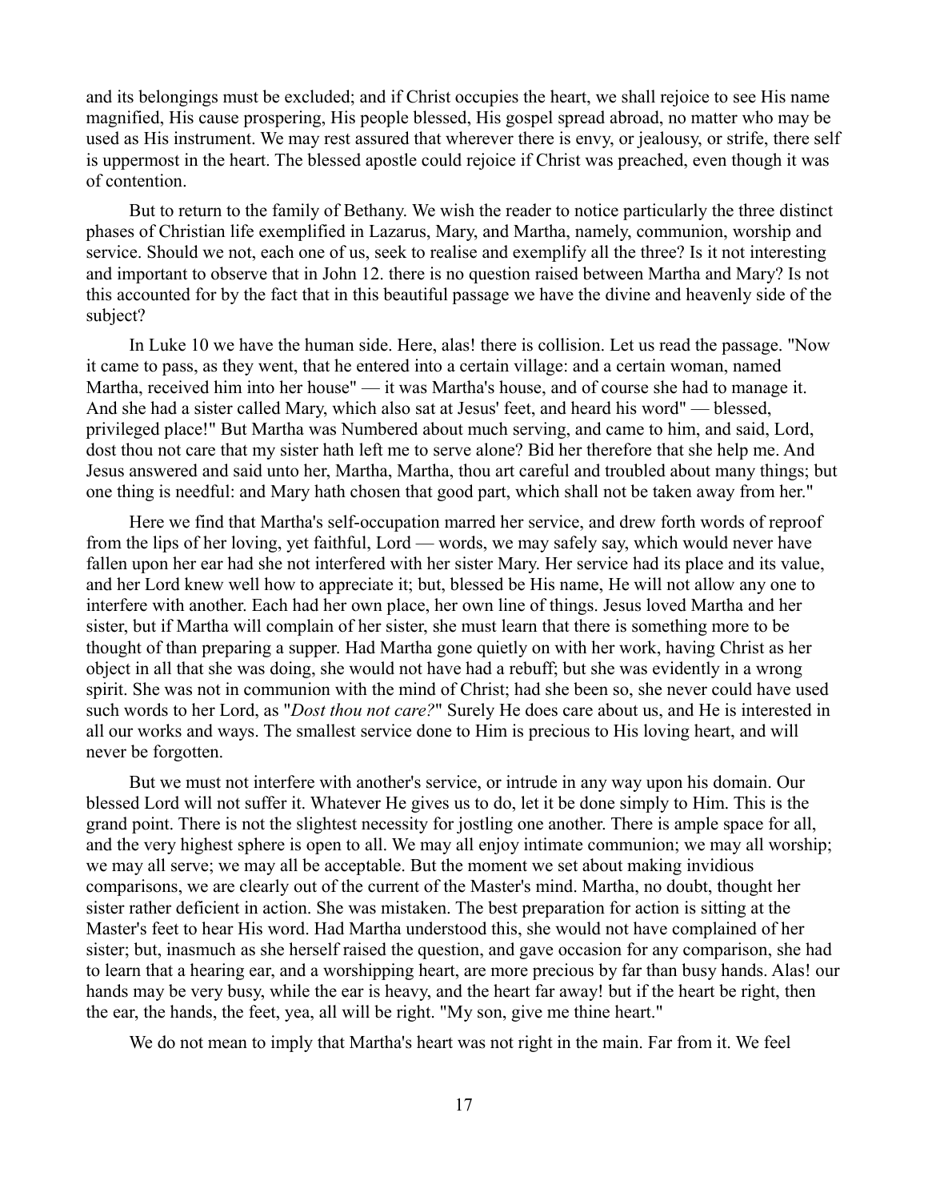and its belongings must be excluded; and if Christ occupies the heart, we shall rejoice to see His name magnified, His cause prospering, His people blessed, His gospel spread abroad, no matter who may be used as His instrument. We may rest assured that wherever there is envy, or jealousy, or strife, there self is uppermost in the heart. The blessed apostle could rejoice if Christ was preached, even though it was of contention.

But to return to the family of Bethany. We wish the reader to notice particularly the three distinct phases of Christian life exemplified in Lazarus, Mary, and Martha, namely, communion, worship and service. Should we not, each one of us, seek to realise and exemplify all the three? Is it not interesting and important to observe that in John 12. there is no question raised between Martha and Mary? Is not this accounted for by the fact that in this beautiful passage we have the divine and heavenly side of the subject?

In Luke 10 we have the human side. Here, alas! there is collision. Let us read the passage. "Now it came to pass, as they went, that he entered into a certain village: and a certain woman, named Martha, received him into her house" — it was Martha's house, and of course she had to manage it. And she had a sister called Mary, which also sat at Jesus' feet, and heard his word" — blessed, privileged place!" But Martha was Numbered about much serving, and came to him, and said, Lord, dost thou not care that my sister hath left me to serve alone? Bid her therefore that she help me. And Jesus answered and said unto her, Martha, Martha, thou art careful and troubled about many things; but one thing is needful: and Mary hath chosen that good part, which shall not be taken away from her."

Here we find that Martha's self-occupation marred her service, and drew forth words of reproof from the lips of her loving, yet faithful, Lord — words, we may safely say, which would never have fallen upon her ear had she not interfered with her sister Mary. Her service had its place and its value, and her Lord knew well how to appreciate it; but, blessed be His name, He will not allow any one to interfere with another. Each had her own place, her own line of things. Jesus loved Martha and her sister, but if Martha will complain of her sister, she must learn that there is something more to be thought of than preparing a supper. Had Martha gone quietly on with her work, having Christ as her object in all that she was doing, she would not have had a rebuff; but she was evidently in a wrong spirit. She was not in communion with the mind of Christ; had she been so, she never could have used such words to her Lord, as "*Dost thou not care?*" Surely He does care about us, and He is interested in all our works and ways. The smallest service done to Him is precious to His loving heart, and will never be forgotten.

But we must not interfere with another's service, or intrude in any way upon his domain. Our blessed Lord will not suffer it. Whatever He gives us to do, let it be done simply to Him. This is the grand point. There is not the slightest necessity for jostling one another. There is ample space for all, and the very highest sphere is open to all. We may all enjoy intimate communion; we may all worship; we may all serve; we may all be acceptable. But the moment we set about making invidious comparisons, we are clearly out of the current of the Master's mind. Martha, no doubt, thought her sister rather deficient in action. She was mistaken. The best preparation for action is sitting at the Master's feet to hear His word. Had Martha understood this, she would not have complained of her sister; but, inasmuch as she herself raised the question, and gave occasion for any comparison, she had to learn that a hearing ear, and a worshipping heart, are more precious by far than busy hands. Alas! our hands may be very busy, while the ear is heavy, and the heart far away! but if the heart be right, then the ear, the hands, the feet, yea, all will be right. "My son, give me thine heart."

We do not mean to imply that Martha's heart was not right in the main. Far from it. We feel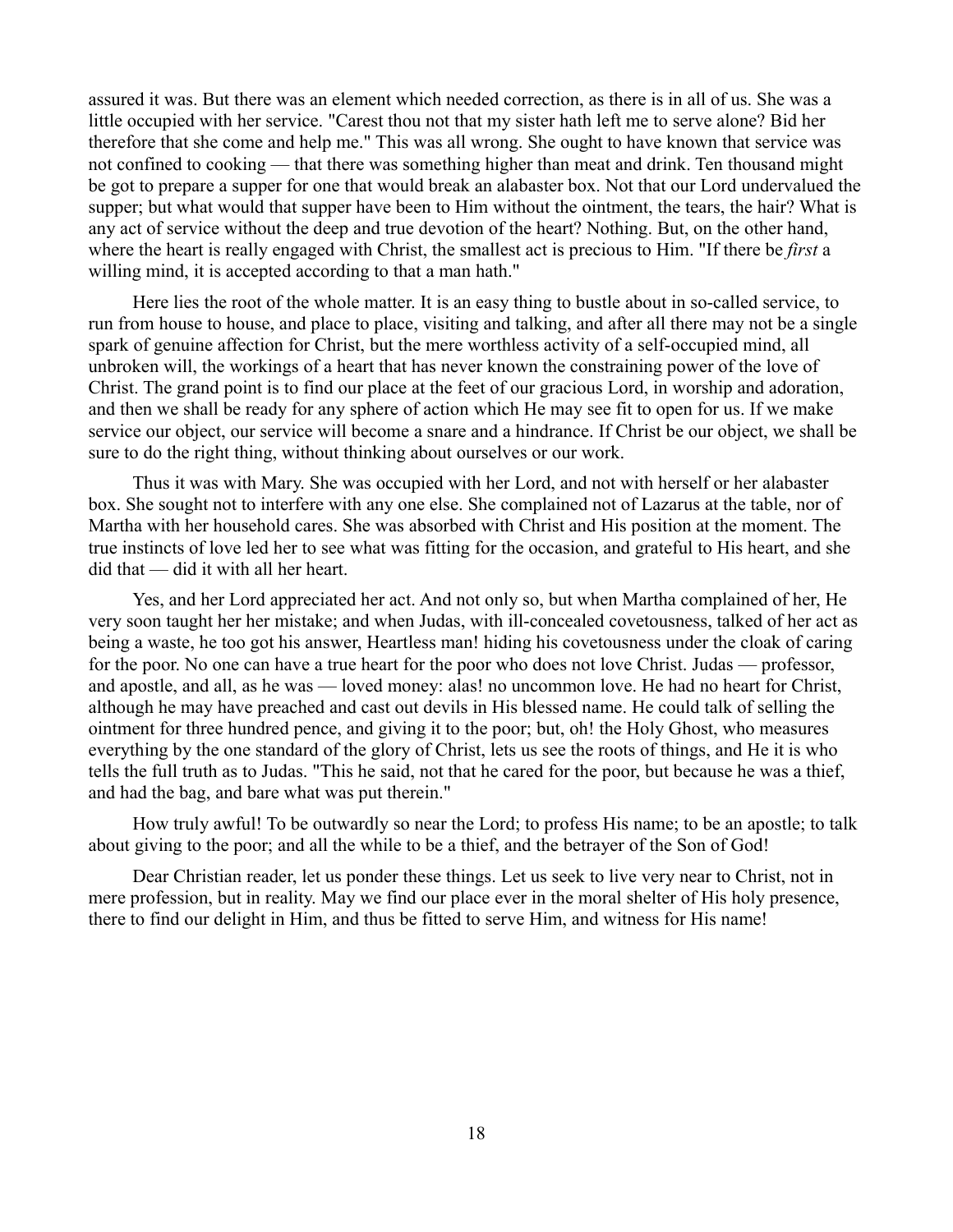assured it was. But there was an element which needed correction, as there is in all of us. She was a little occupied with her service. "Carest thou not that my sister hath left me to serve alone? Bid her therefore that she come and help me." This was all wrong. She ought to have known that service was not confined to cooking — that there was something higher than meat and drink. Ten thousand might be got to prepare a supper for one that would break an alabaster box. Not that our Lord undervalued the supper; but what would that supper have been to Him without the ointment, the tears, the hair? What is any act of service without the deep and true devotion of the heart? Nothing. But, on the other hand, where the heart is really engaged with Christ, the smallest act is precious to Him. "If there be *first* a willing mind, it is accepted according to that a man hath."

Here lies the root of the whole matter. It is an easy thing to bustle about in so-called service, to run from house to house, and place to place, visiting and talking, and after all there may not be a single spark of genuine affection for Christ, but the mere worthless activity of a self-occupied mind, all unbroken will, the workings of a heart that has never known the constraining power of the love of Christ. The grand point is to find our place at the feet of our gracious Lord, in worship and adoration, and then we shall be ready for any sphere of action which He may see fit to open for us. If we make service our object, our service will become a snare and a hindrance. If Christ be our object, we shall be sure to do the right thing, without thinking about ourselves or our work.

Thus it was with Mary. She was occupied with her Lord, and not with herself or her alabaster box. She sought not to interfere with any one else. She complained not of Lazarus at the table, nor of Martha with her household cares. She was absorbed with Christ and His position at the moment. The true instincts of love led her to see what was fitting for the occasion, and grateful to His heart, and she did that — did it with all her heart.

Yes, and her Lord appreciated her act. And not only so, but when Martha complained of her, He very soon taught her her mistake; and when Judas, with ill-concealed covetousness, talked of her act as being a waste, he too got his answer, Heartless man! hiding his covetousness under the cloak of caring for the poor. No one can have a true heart for the poor who does not love Christ. Judas — professor, and apostle, and all, as he was — loved money: alas! no uncommon love. He had no heart for Christ, although he may have preached and cast out devils in His blessed name. He could talk of selling the ointment for three hundred pence, and giving it to the poor; but, oh! the Holy Ghost, who measures everything by the one standard of the glory of Christ, lets us see the roots of things, and He it is who tells the full truth as to Judas. "This he said, not that he cared for the poor, but because he was a thief, and had the bag, and bare what was put therein."

How truly awful! To be outwardly so near the Lord; to profess His name; to be an apostle; to talk about giving to the poor; and all the while to be a thief, and the betrayer of the Son of God!

Dear Christian reader, let us ponder these things. Let us seek to live very near to Christ, not in mere profession, but in reality. May we find our place ever in the moral shelter of His holy presence, there to find our delight in Him, and thus be fitted to serve Him, and witness for His name!